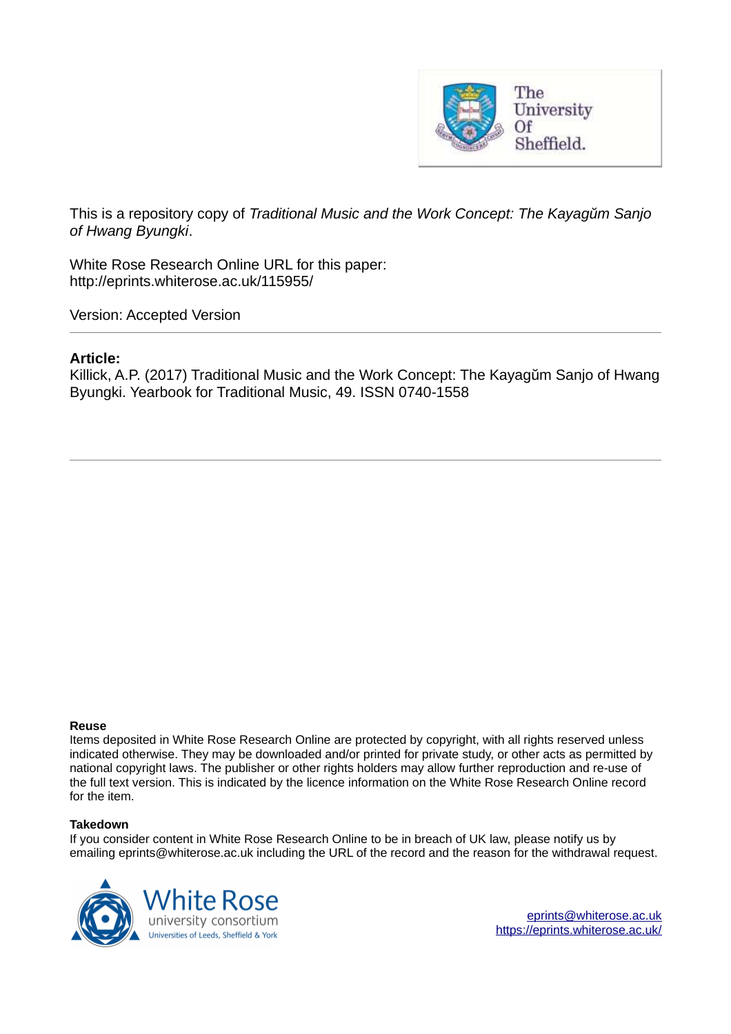This is a repository copy of *Traditional Music and the Work Concept: The Kayagŭm Sanjo of Hwang Byungki*.

White Rose Research Online URL for this paper:
http://eprints.whiterose.ac.uk/115955/

Version: Accepted Version

**Article:**

Killick, A.P. (2017) Traditional Music and the Work Concept: The Kayagŭm Sanjo of Hwang Byungki. Yearbook for Traditional Music, 49. ISSN 0740-1558

**Reuse**

Items deposited in White Rose Research Online are protected by copyright, with all rights reserved unless indicated otherwise. They may be downloaded and/or printed for private study, or other acts as permitted by national copyright laws. The publisher or other rights holders may allow further reproduction and re-use of the full text version. This is indicated by the licence information on the White Rose Research Online record for the item.

**Takedown**

If you consider content in White Rose Research Online to be in breach of UK law, please notify us by emailing eprints@whiterose.ac.uk including the URL of the record and the reason for the withdrawal request.

eprints@whiterose.ac.uk
https://eprints.whiterose.ac.uk/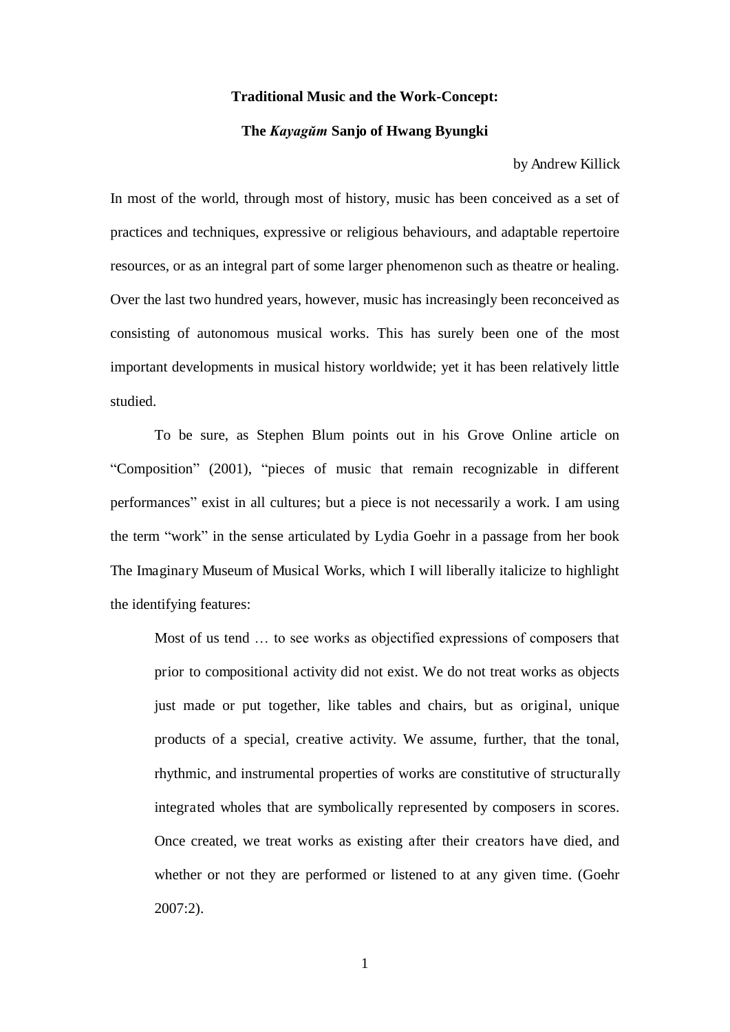**Traditional Music and the Work-Concept:**

**The *Kayagŭm* Sanjo of Hwang Byungki**

by Andrew Killick

In most of the world, through most of history, music has been conceived as a set of practices and techniques, expressive or religious behaviours, and adaptable repertoire resources, or as an integral part of some larger phenomenon such as theatre or healing. Over the last two hundred years, however, music has increasingly been reconceived as consisting of autonomous musical works. This has surely been one of the most important developments in musical history worldwide; yet it has been relatively little studied.

To be sure, as Stephen Blum points out in his Grove Online article on "Composition" (2001), "pieces of music that remain recognizable in different performances" exist in all cultures; but a piece is not necessarily a work. I am using the term "work" in the sense articulated by Lydia Goehr in a passage from her book The Imaginary Museum of Musical Works, which I will liberally italicize to highlight the identifying features:

> Most of us tend … to see works as objectified expressions of composers that prior to compositional activity did not exist. We do not treat works as objects just made or put together, like tables and chairs, but as original, unique products of a special, creative activity. We assume, further, that the tonal, rhythmic, and instrumental properties of works are constitutive of structurally integrated wholes that are symbolically represented by composers in scores. Once created, we treat works as existing after their creators have died, and whether or not they are performed or listened to at any given time. (Goehr 2007:2).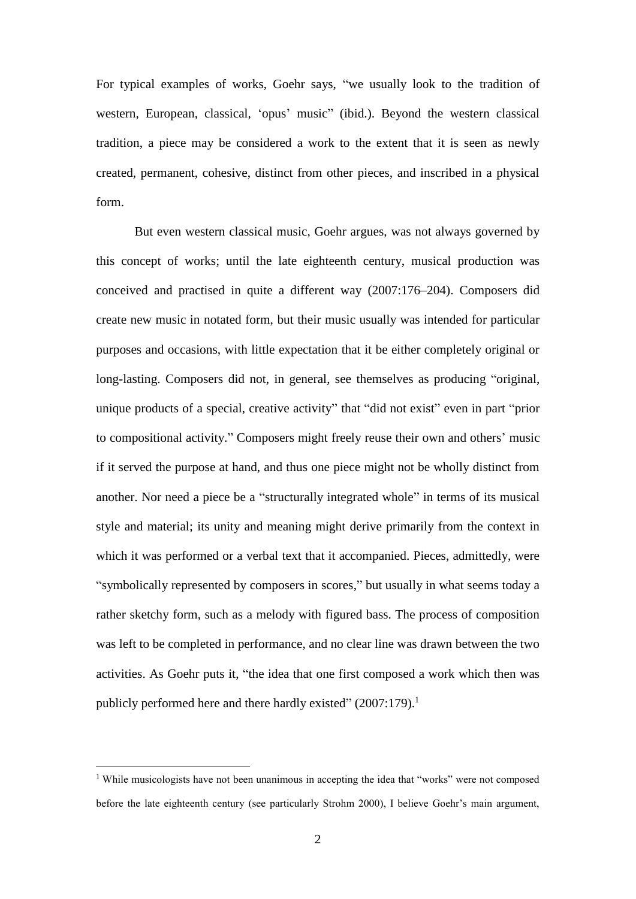For typical examples of works, Goehr says, "we usually look to the tradition of western, European, classical, 'opus' music" (ibid.). Beyond the western classical tradition, a piece may be considered a work to the extent that it is seen as newly created, permanent, cohesive, distinct from other pieces, and inscribed in a physical form.

But even western classical music, Goehr argues, was not always governed by this concept of works; until the late eighteenth century, musical production was conceived and practised in quite a different way (2007:176–204). Composers did create new music in notated form, but their music usually was intended for particular purposes and occasions, with little expectation that it be either completely original or long-lasting. Composers did not, in general, see themselves as producing "original, unique products of a special, creative activity" that "did not exist" even in part "prior to compositional activity." Composers might freely reuse their own and others' music if it served the purpose at hand, and thus one piece might not be wholly distinct from another. Nor need a piece be a "structurally integrated whole" in terms of its musical style and material; its unity and meaning might derive primarily from the context in which it was performed or a verbal text that it accompanied. Pieces, admittedly, were "symbolically represented by composers in scores," but usually in what seems today a rather sketchy form, such as a melody with figured bass. The process of composition was left to be completed in performance, and no clear line was drawn between the two activities. As Goehr puts it, "the idea that one first composed a work which then was publicly performed here and there hardly existed" (2007:179).[1]

[1] While musicologists have not been unanimous in accepting the idea that "works" were not composed before the late eighteenth century (see particularly Strohm 2000), I believe Goehr's main argument,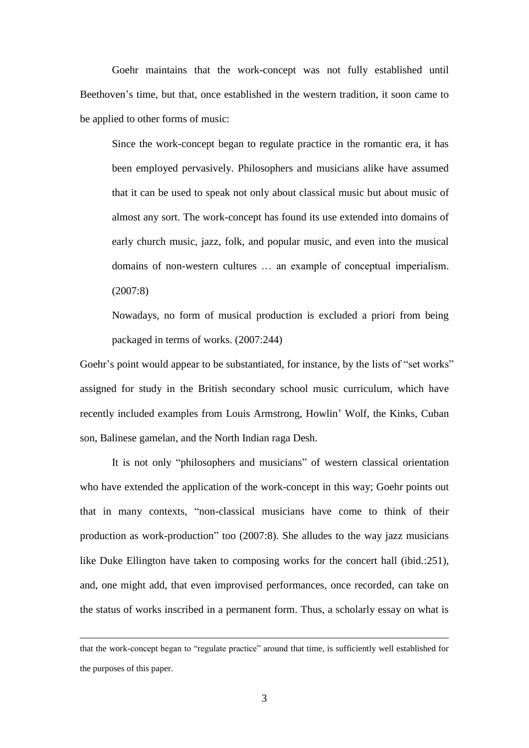Goehr maintains that the work-concept was not fully established until Beethoven's time, but that, once established in the western tradition, it soon came to be applied to other forms of music:

> Since the work-concept began to regulate practice in the romantic era, it has been employed pervasively. Philosophers and musicians alike have assumed that it can be used to speak not only about classical music but about music of almost any sort. The work-concept has found its use extended into domains of early church music, jazz, folk, and popular music, and even into the musical domains of non-western cultures … an example of conceptual imperialism. (2007:8)

> Nowadays, no form of musical production is excluded a priori from being packaged in terms of works. (2007:244)

Goehr's point would appear to be substantiated, for instance, by the lists of "set works" assigned for study in the British secondary school music curriculum, which have recently included examples from Louis Armstrong, Howlin' Wolf, the Kinks, Cuban son, Balinese gamelan, and the North Indian raga Desh.

It is not only "philosophers and musicians" of western classical orientation who have extended the application of the work-concept in this way; Goehr points out that in many contexts, "non-classical musicians have come to think of their production as work-production" too (2007:8). She alludes to the way jazz musicians like Duke Ellington have taken to composing works for the concert hall (ibid.:251), and, one might add, that even improvised performances, once recorded, can take on the status of works inscribed in a permanent form. Thus, a scholarly essay on what is

---

that the work-concept began to "regulate practice" around that time, is sufficiently well established for the purposes of this paper.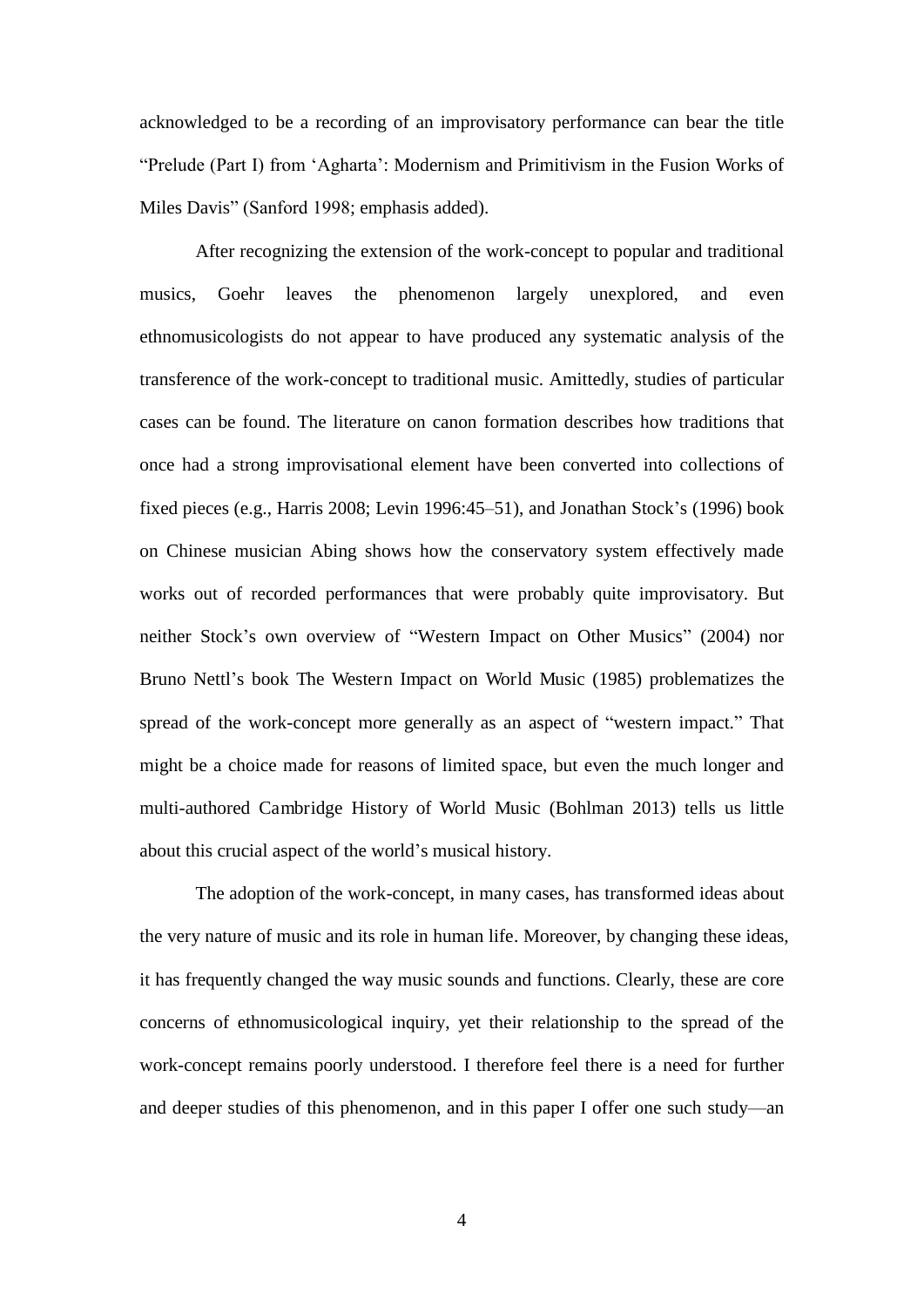acknowledged to be a recording of an improvisatory performance can bear the title "Prelude (Part I) from 'Agharta': Modernism and Primitivism in the Fusion Works of Miles Davis" (Sanford 1998; emphasis added).

After recognizing the extension of the work-concept to popular and traditional musics, Goehr leaves the phenomenon largely unexplored, and even ethnomusicologists do not appear to have produced any systematic analysis of the transference of the work-concept to traditional music. Amittedly, studies of particular cases can be found. The literature on canon formation describes how traditions that once had a strong improvisational element have been converted into collections of fixed pieces (e.g., Harris 2008; Levin 1996:45–51), and Jonathan Stock's (1996) book on Chinese musician Abing shows how the conservatory system effectively made works out of recorded performances that were probably quite improvisatory. But neither Stock's own overview of "Western Impact on Other Musics" (2004) nor Bruno Nettl's book The Western Impact on World Music (1985) problematizes the spread of the work-concept more generally as an aspect of "western impact." That might be a choice made for reasons of limited space, but even the much longer and multi-authored Cambridge History of World Music (Bohlman 2013) tells us little about this crucial aspect of the world's musical history.

The adoption of the work-concept, in many cases, has transformed ideas about the very nature of music and its role in human life. Moreover, by changing these ideas, it has frequently changed the way music sounds and functions. Clearly, these are core concerns of ethnomusicological inquiry, yet their relationship to the spread of the work-concept remains poorly understood. I therefore feel there is a need for further and deeper studies of this phenomenon, and in this paper I offer one such study—an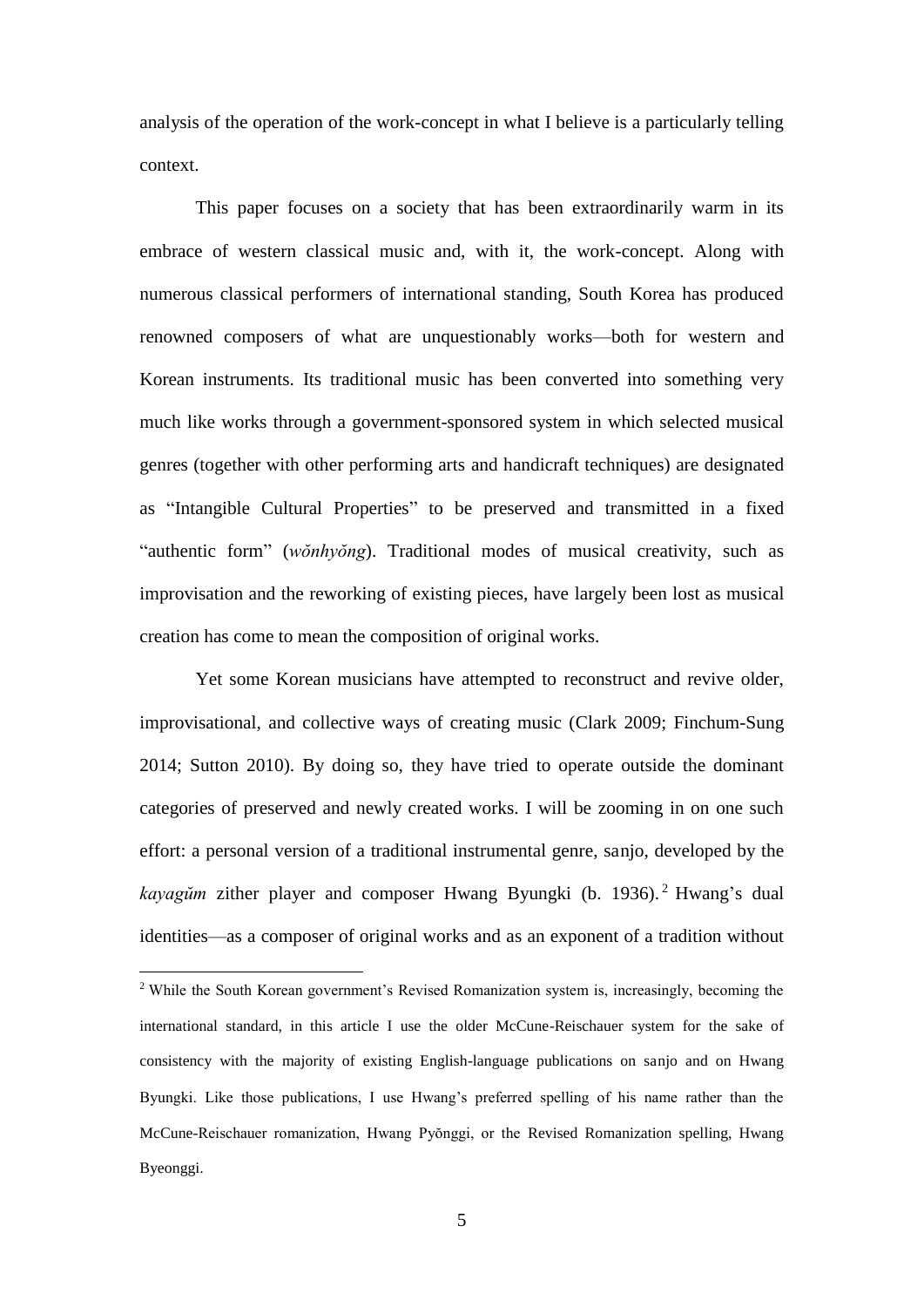analysis of the operation of the work-concept in what I believe is a particularly telling context.

This paper focuses on a society that has been extraordinarily warm in its embrace of western classical music and, with it, the work-concept. Along with numerous classical performers of international standing, South Korea has produced renowned composers of what are unquestionably works—both for western and Korean instruments. Its traditional music has been converted into something very much like works through a government-sponsored system in which selected musical genres (together with other performing arts and handicraft techniques) are designated as "Intangible Cultural Properties" to be preserved and transmitted in a fixed "authentic form" (*wŏnhyŏng*). Traditional modes of musical creativity, such as improvisation and the reworking of existing pieces, have largely been lost as musical creation has come to mean the composition of original works.

Yet some Korean musicians have attempted to reconstruct and revive older, improvisational, and collective ways of creating music (Clark 2009; Finchum-Sung 2014; Sutton 2010). By doing so, they have tried to operate outside the dominant categories of preserved and newly created works. I will be zooming in on one such effort: a personal version of a traditional instrumental genre, sanjo, developed by the *kayagŭm* zither player and composer Hwang Byungki (b. 1936).[2] Hwang's dual identities—as a composer of original works and as an exponent of a tradition without

---

[2] While the South Korean government's Revised Romanization system is, increasingly, becoming the international standard, in this article I use the older McCune-Reischauer system for the sake of consistency with the majority of existing English-language publications on sanjo and on Hwang Byungki. Like those publications, I use Hwang's preferred spelling of his name rather than the McCune-Reischauer romanization, Hwang Pyŏnggi, or the Revised Romanization spelling, Hwang Byeonggi.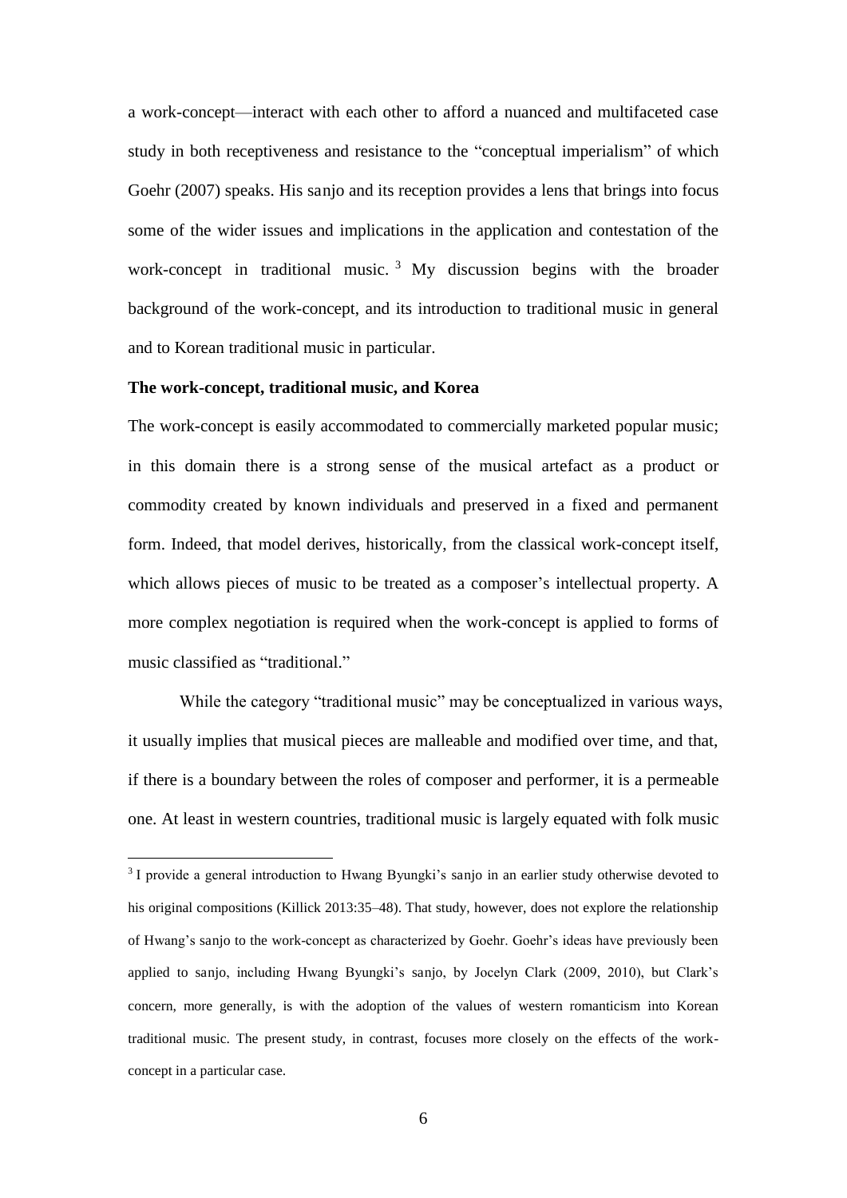a work-concept—interact with each other to afford a nuanced and multifaceted case study in both receptiveness and resistance to the "conceptual imperialism" of which Goehr (2007) speaks. His sanjo and its reception provides a lens that brings into focus some of the wider issues and implications in the application and contestation of the work-concept in traditional music.[3] My discussion begins with the broader background of the work-concept, and its introduction to traditional music in general and to Korean traditional music in particular.

**The work-concept, traditional music, and Korea**

The work-concept is easily accommodated to commercially marketed popular music; in this domain there is a strong sense of the musical artefact as a product or commodity created by known individuals and preserved in a fixed and permanent form. Indeed, that model derives, historically, from the classical work-concept itself, which allows pieces of music to be treated as a composer's intellectual property. A more complex negotiation is required when the work-concept is applied to forms of music classified as "traditional."

While the category "traditional music" may be conceptualized in various ways, it usually implies that musical pieces are malleable and modified over time, and that, if there is a boundary between the roles of composer and performer, it is a permeable one. At least in western countries, traditional music is largely equated with folk music

[3] I provide a general introduction to Hwang Byungki's sanjo in an earlier study otherwise devoted to his original compositions (Killick 2013:35–48). That study, however, does not explore the relationship of Hwang's sanjo to the work-concept as characterized by Goehr. Goehr's ideas have previously been applied to sanjo, including Hwang Byungki's sanjo, by Jocelyn Clark (2009, 2010), but Clark's concern, more generally, is with the adoption of the values of western romanticism into Korean traditional music. The present study, in contrast, focuses more closely on the effects of the work-concept in a particular case.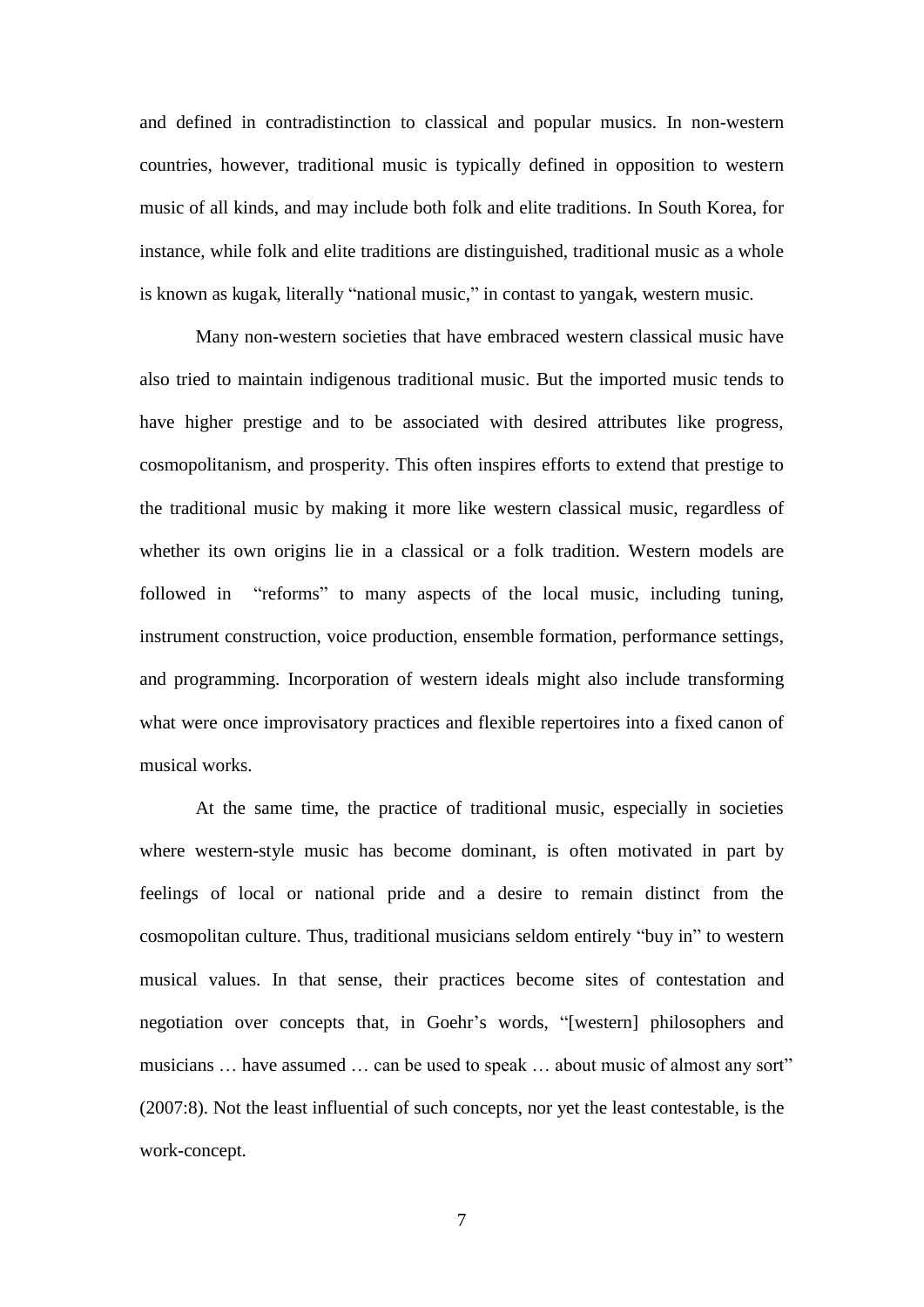and defined in contradistinction to classical and popular musics. In non-western countries, however, traditional music is typically defined in opposition to western music of all kinds, and may include both folk and elite traditions. In South Korea, for instance, while folk and elite traditions are distinguished, traditional music as a whole is known as *kugak*, literally "national music," in contast to *yangak*, western music.

Many non-western societies that have embraced western classical music have also tried to maintain indigenous traditional music. But the imported music tends to have higher prestige and to be associated with desired attributes like progress, cosmopolitanism, and prosperity. This often inspires efforts to extend that prestige to the traditional music by making it more like western classical music, regardless of whether its own origins lie in a classical or a folk tradition. Western models are followed in "reforms" to many aspects of the local music, including tuning, instrument construction, voice production, ensemble formation, performance settings, and programming. Incorporation of western ideals might also include transforming what were once improvisatory practices and flexible repertoires into a fixed canon of musical works.

At the same time, the practice of traditional music, especially in societies where western-style music has become dominant, is often motivated in part by feelings of local or national pride and a desire to remain distinct from the cosmopolitan culture. Thus, traditional musicians seldom entirely "buy in" to western musical values. In that sense, their practices become sites of contestation and negotiation over concepts that, in Goehr's words, "[western] philosophers and musicians … have assumed … can be used to speak … about music of almost any sort" (2007:8). Not the least influential of such concepts, nor yet the least contestable, is the work-concept.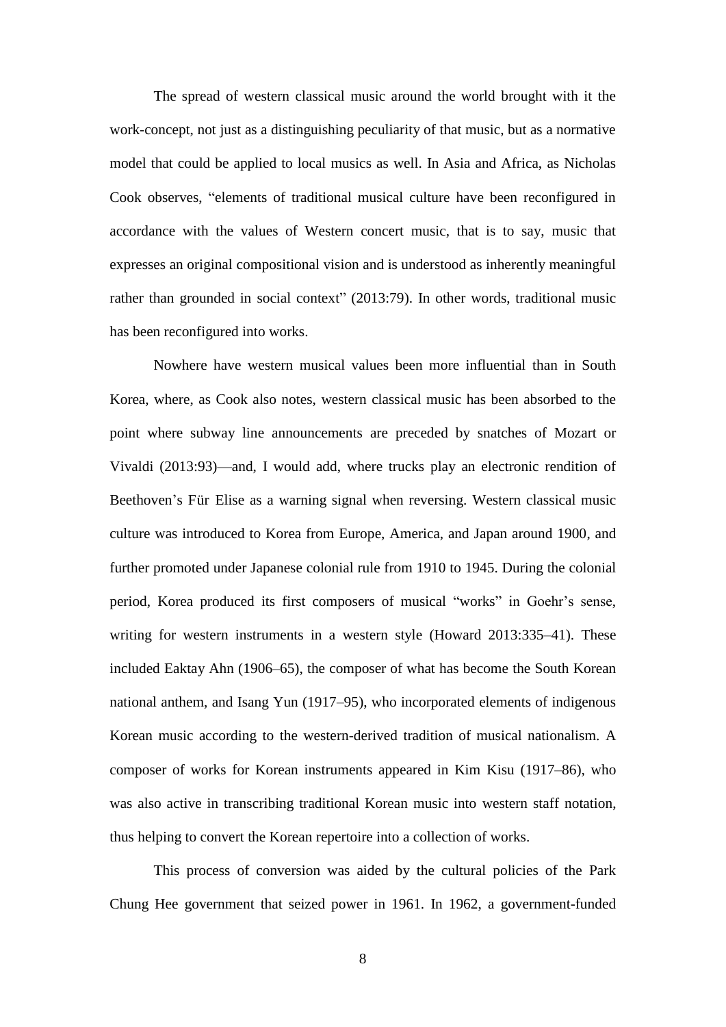The spread of western classical music around the world brought with it the work-concept, not just as a distinguishing peculiarity of that music, but as a normative model that could be applied to local musics as well. In Asia and Africa, as Nicholas Cook observes, "elements of traditional musical culture have been reconfigured in accordance with the values of Western concert music, that is to say, music that expresses an original compositional vision and is understood as inherently meaningful rather than grounded in social context" (2013:79). In other words, traditional music has been reconfigured into works.

Nowhere have western musical values been more influential than in South Korea, where, as Cook also notes, western classical music has been absorbed to the point where subway line announcements are preceded by snatches of Mozart or Vivaldi (2013:93)—and, I would add, where trucks play an electronic rendition of Beethoven's Für Elise as a warning signal when reversing. Western classical music culture was introduced to Korea from Europe, America, and Japan around 1900, and further promoted under Japanese colonial rule from 1910 to 1945. During the colonial period, Korea produced its first composers of musical "works" in Goehr's sense, writing for western instruments in a western style (Howard 2013:335–41). These included Eaktay Ahn (1906–65), the composer of what has become the South Korean national anthem, and Isang Yun (1917–95), who incorporated elements of indigenous Korean music according to the western-derived tradition of musical nationalism. A composer of works for Korean instruments appeared in Kim Kisu (1917–86), who was also active in transcribing traditional Korean music into western staff notation, thus helping to convert the Korean repertoire into a collection of works.

This process of conversion was aided by the cultural policies of the Park Chung Hee government that seized power in 1961. In 1962, a government-funded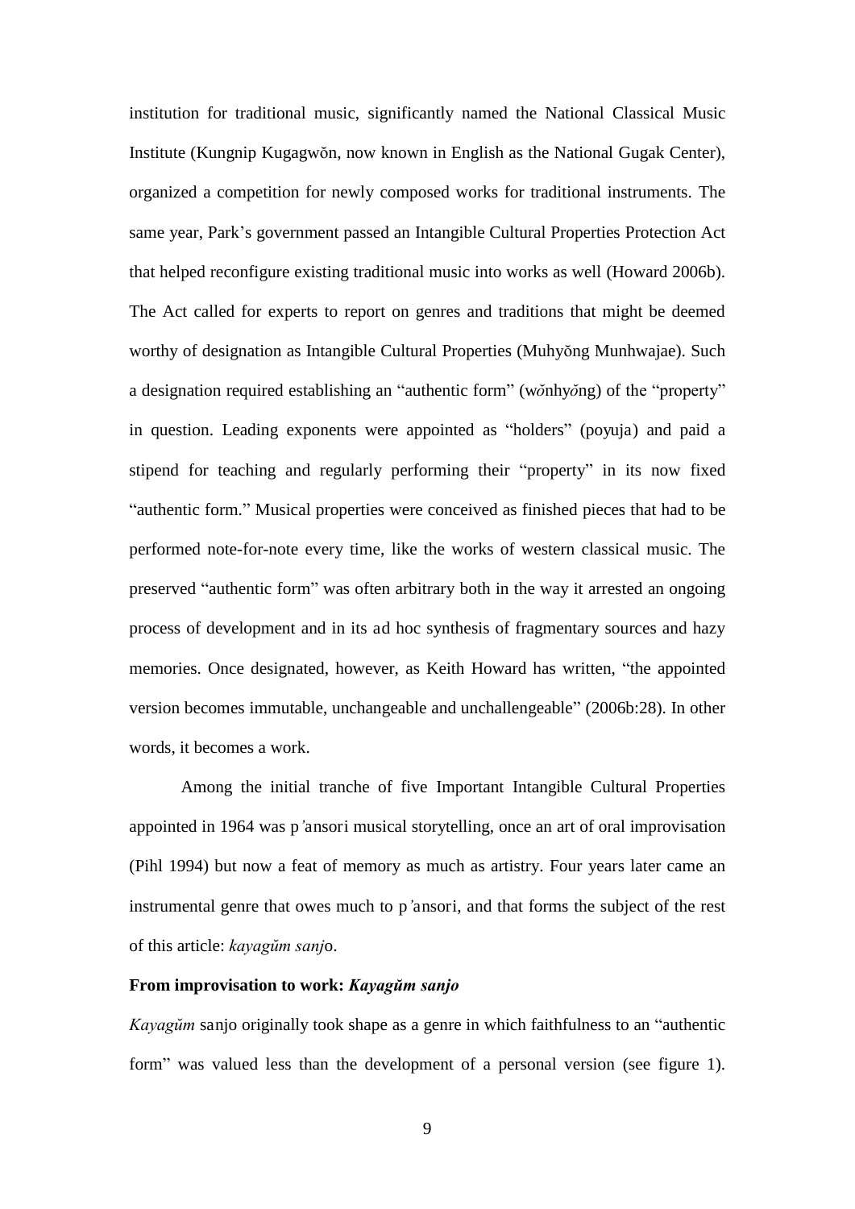institution for traditional music, significantly named the National Classical Music Institute (Kungnip Kugagwŏn, now known in English as the National Gugak Center), organized a competition for newly composed works for traditional instruments. The same year, Park's government passed an Intangible Cultural Properties Protection Act that helped reconfigure existing traditional music into works as well (Howard 2006b). The Act called for experts to report on genres and traditions that might be deemed worthy of designation as Intangible Cultural Properties (Muhyŏng Munhwajae). Such a designation required establishing an "authentic form" (wŏnhyŏng) of the "property" in question. Leading exponents were appointed as "holders" (poyuja) and paid a stipend for teaching and regularly performing their "property" in its now fixed "authentic form." Musical properties were conceived as finished pieces that had to be performed note-for-note every time, like the works of western classical music. The preserved "authentic form" was often arbitrary both in the way it arrested an ongoing process of development and in its ad hoc synthesis of fragmentary sources and hazy memories. Once designated, however, as Keith Howard has written, "the appointed version becomes immutable, unchangeable and unchallengeable" (2006b:28). In other words, it becomes a work.

Among the initial tranche of five Important Intangible Cultural Properties appointed in 1964 was p'ansori musical storytelling, once an art of oral improvisation (Pihl 1994) but now a feat of memory as much as artistry. Four years later came an instrumental genre that owes much to p'ansori, and that forms the subject of the rest of this article: *kayagŭm sanjo*.

**From improvisation to work: *Kayagŭm sanjo***

*Kayagŭm* sanjo originally took shape as a genre in which faithfulness to an "authentic form" was valued less than the development of a personal version (see figure 1).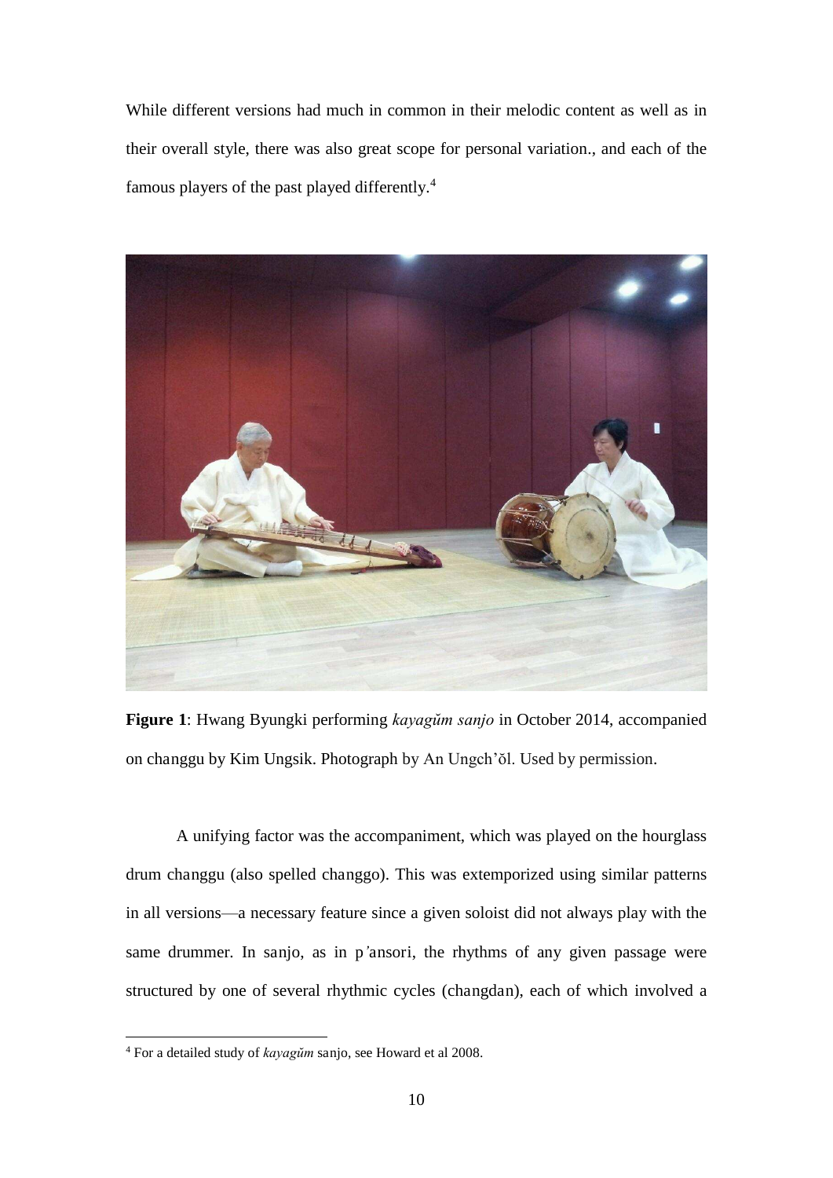While different versions had much in common in their melodic content as well as in their overall style, there was also great scope for personal variation., and each of the famous players of the past played differently.[4]

**Figure 1**: Hwang Byungki performing *kayagŭm sanjo* in October 2014, accompanied on changgu by Kim Ungsik. Photograph by An Ungch'ŏl. Used by permission.

A unifying factor was the accompaniment, which was played on the hourglass drum changgu (also spelled changgo). This was extemporized using similar patterns in all versions—a necessary feature since a given soloist did not always play with the same drummer. In sanjo, as in p'ansori, the rhythms of any given passage were structured by one of several rhythmic cycles (changdan), each of which involved a

[4] For a detailed study of *kayagŭm* sanjo, see Howard et al 2008.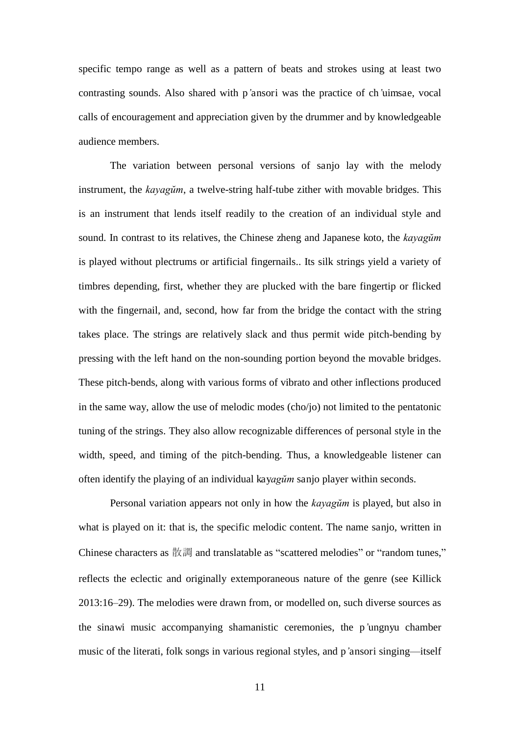specific tempo range as well as a pattern of beats and strokes using at least two contrasting sounds. Also shared with p'ansori was the practice of ch'uimsae, vocal calls of encouragement and appreciation given by the drummer and by knowledgeable audience members.

The variation between personal versions of sanjo lay with the melody instrument, the *kayagŭm*, a twelve-string half-tube zither with movable bridges. This is an instrument that lends itself readily to the creation of an individual style and sound. In contrast to its relatives, the Chinese zheng and Japanese koto, the *kayagŭm* is played without plectrums or artificial fingernails.. Its silk strings yield a variety of timbres depending, first, whether they are plucked with the bare fingertip or flicked with the fingernail, and, second, how far from the bridge the contact with the string takes place. The strings are relatively slack and thus permit wide pitch-bending by pressing with the left hand on the non-sounding portion beyond the movable bridges. These pitch-bends, along with various forms of vibrato and other inflections produced in the same way, allow the use of melodic modes (cho/jo) not limited to the pentatonic tuning of the strings. They also allow recognizable differences of personal style in the width, speed, and timing of the pitch-bending. Thus, a knowledgeable listener can often identify the playing of an individual ka*yagŭm* sanjo player within seconds.

Personal variation appears not only in how the *kayagŭm* is played, but also in what is played on it: that is, the specific melodic content. The name sanjo, written in Chinese characters as 散調 and translatable as "scattered melodies" or "random tunes," reflects the eclectic and originally extemporaneous nature of the genre (see Killick 2013:16–29). The melodies were drawn from, or modelled on, such diverse sources as the sinawi music accompanying shamanistic ceremonies, the p'ungnyu chamber music of the literati, folk songs in various regional styles, and p'ansori singing—itself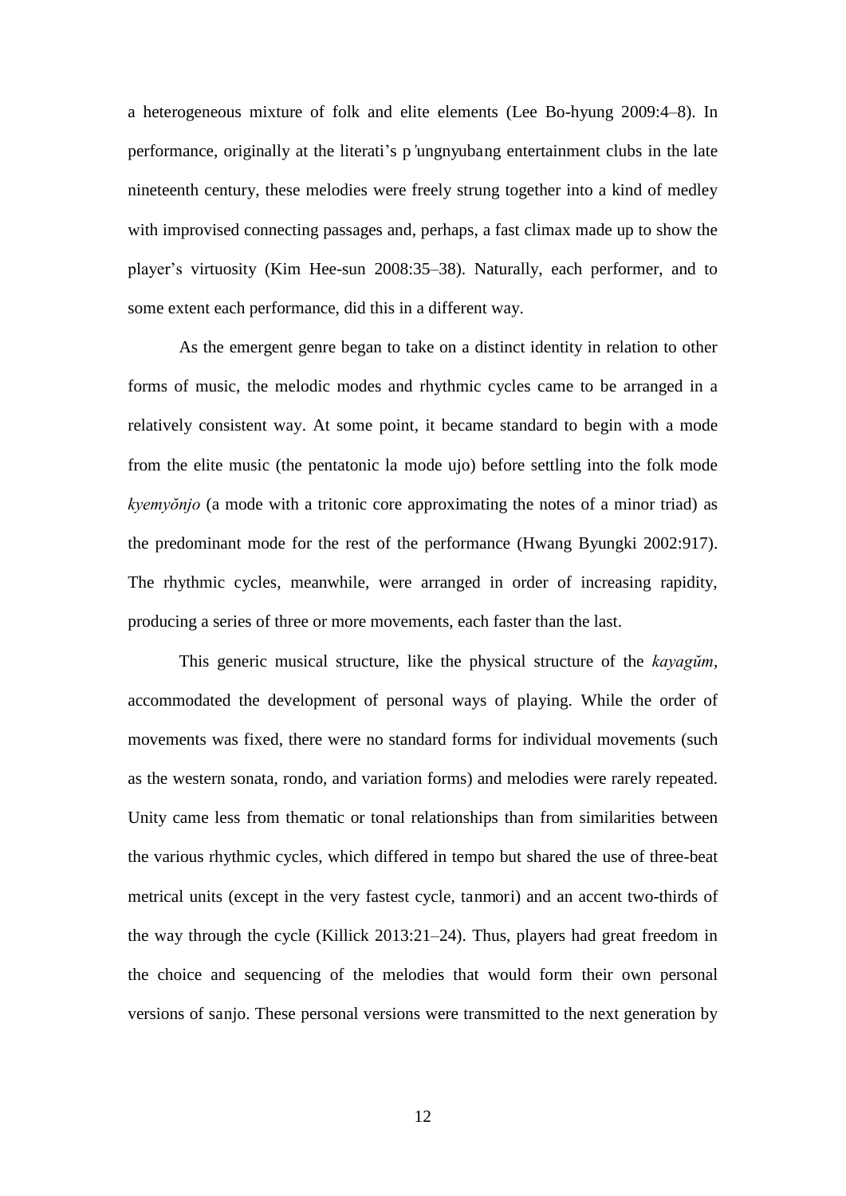a heterogeneous mixture of folk and elite elements (Lee Bo-hyung 2009:4–8). In performance, originally at the literati's p'ungnyubang entertainment clubs in the late nineteenth century, these melodies were freely strung together into a kind of medley with improvised connecting passages and, perhaps, a fast climax made up to show the player's virtuosity (Kim Hee-sun 2008:35–38). Naturally, each performer, and to some extent each performance, did this in a different way.

As the emergent genre began to take on a distinct identity in relation to other forms of music, the melodic modes and rhythmic cycles came to be arranged in a relatively consistent way. At some point, it became standard to begin with a mode from the elite music (the pentatonic la mode ujo) before settling into the folk mode *kyemyŏnjo* (a mode with a tritonic core approximating the notes of a minor triad) as the predominant mode for the rest of the performance (Hwang Byungki 2002:917). The rhythmic cycles, meanwhile, were arranged in order of increasing rapidity, producing a series of three or more movements, each faster than the last.

This generic musical structure, like the physical structure of the *kayagŭm*, accommodated the development of personal ways of playing. While the order of movements was fixed, there were no standard forms for individual movements (such as the western sonata, rondo, and variation forms) and melodies were rarely repeated. Unity came less from thematic or tonal relationships than from similarities between the various rhythmic cycles, which differed in tempo but shared the use of three-beat metrical units (except in the very fastest cycle, tanmori) and an accent two-thirds of the way through the cycle (Killick 2013:21–24). Thus, players had great freedom in the choice and sequencing of the melodies that would form their own personal versions of sanjo. These personal versions were transmitted to the next generation by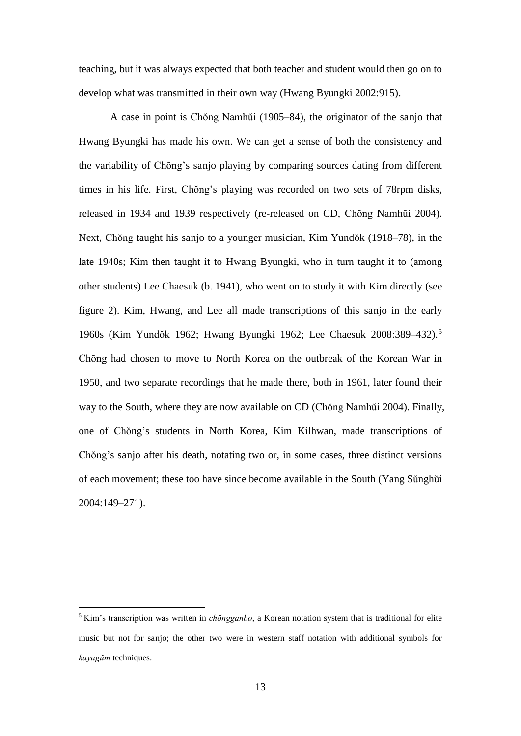teaching, but it was always expected that both teacher and student would then go on to develop what was transmitted in their own way (Hwang Byungki 2002:915).

A case in point is Chŏng Namhŭi (1905–84), the originator of the sanjo that Hwang Byungki has made his own. We can get a sense of both the consistency and the variability of Chŏng's sanjo playing by comparing sources dating from different times in his life. First, Chŏng's playing was recorded on two sets of 78rpm disks, released in 1934 and 1939 respectively (re-released on CD, Chŏng Namhŭi 2004). Next, Chŏng taught his sanjo to a younger musician, Kim Yundŏk (1918–78), in the late 1940s; Kim then taught it to Hwang Byungki, who in turn taught it to (among other students) Lee Chaesuk (b. 1941), who went on to study it with Kim directly (see figure 2). Kim, Hwang, and Lee all made transcriptions of this sanjo in the early 1960s (Kim Yundŏk 1962; Hwang Byungki 1962; Lee Chaesuk 2008:389–432).[5] Chŏng had chosen to move to North Korea on the outbreak of the Korean War in 1950, and two separate recordings that he made there, both in 1961, later found their way to the South, where they are now available on CD (Chŏng Namhŭi 2004). Finally, one of Chŏng's students in North Korea, Kim Kilhwan, made transcriptions of Chŏng's sanjo after his death, notating two or, in some cases, three distinct versions of each movement; these too have since become available in the South (Yang Sŭnghŭi 2004:149–271).

---

[5] Kim's transcription was written in *chŏngganbo*, a Korean notation system that is traditional for elite music but not for sanjo; the other two were in western staff notation with additional symbols for *kayagŭm* techniques.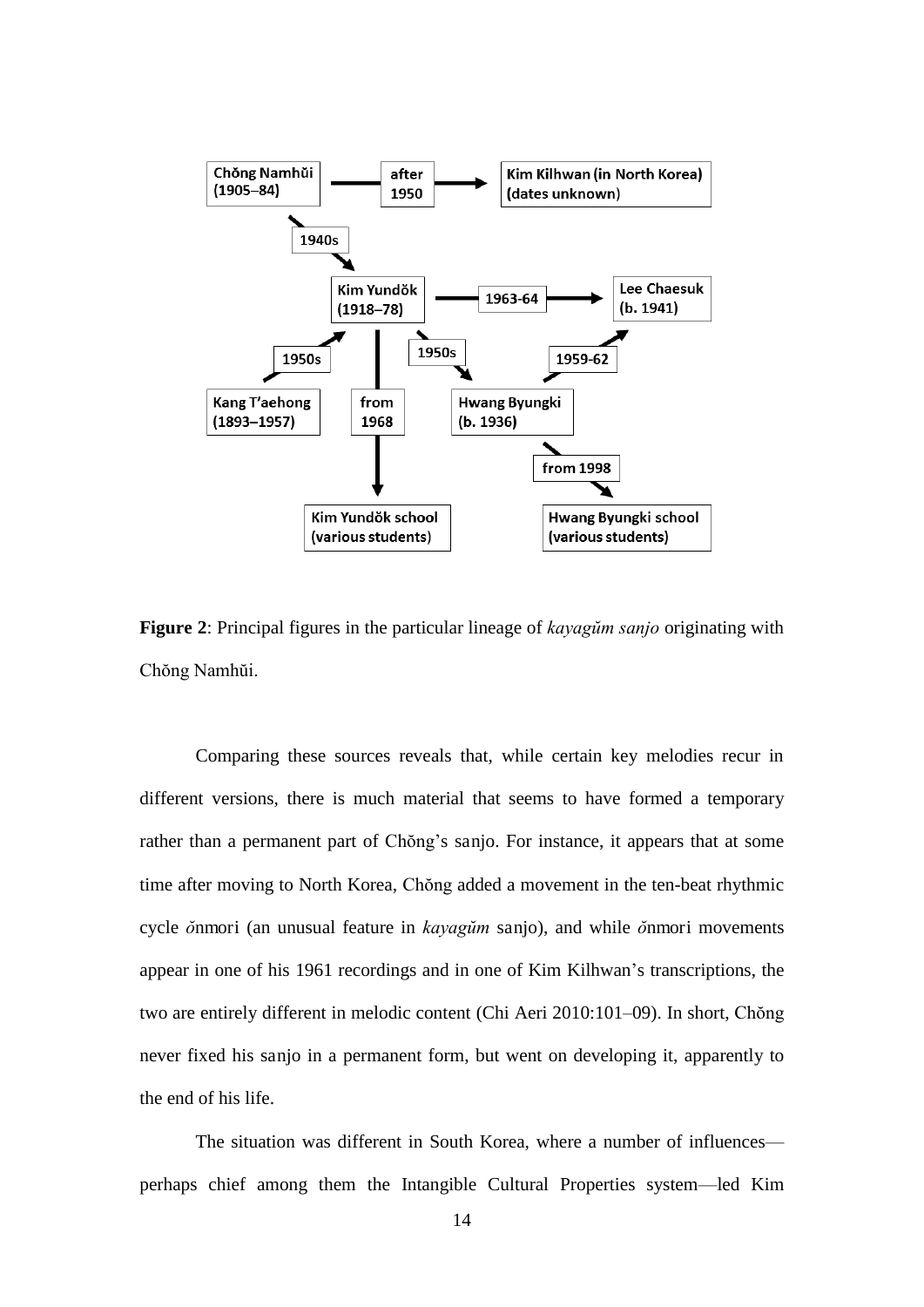Chŏng Namhŭi (1905–84) → after 1950 → Kim Kilhwan (in North Korea) (dates unknown)

Chŏng Namhŭi (1905–84) → 1940s → Kim Yundŏk (1918–78)

Kim Yundŏk (1918–78) → 1963-64 → Lee Chaesuk (b. 1941)

Kang T'aehong (1893–1957) → 1950s → Kim Yundŏk (1918–78)

Kim Yundŏk (1918–78) → 1950s → Hwang Byungki (b. 1936)

Hwang Byungki (b. 1936) → 1959-62 → Lee Chaesuk (b. 1941)

Kim Yundŏk (1918–78) → from 1968 → Kim Yundŏk school (various students)

Hwang Byungki (b. 1936) → from 1998 → Hwang Byungki school (various students)

**Figure 2**: Principal figures in the particular lineage of *kayagŭm sanjo* originating with Chŏng Namhŭi.

Comparing these sources reveals that, while certain key melodies recur in different versions, there is much material that seems to have formed a temporary rather than a permanent part of Chŏng's sanjo. For instance, it appears that at some time after moving to North Korea, Chŏng added a movement in the ten-beat rhythmic cycle *ŏ*nmori (an unusual feature in *kayagŭm* sanjo), and while *ŏ*nmori movements appear in one of his 1961 recordings and in one of Kim Kilhwan's transcriptions, the two are entirely different in melodic content (Chi Aeri 2010:101–09). In short, Chŏng never fixed his sanjo in a permanent form, but went on developing it, apparently to the end of his life.

The situation was different in South Korea, where a number of influences—perhaps chief among them the Intangible Cultural Properties system—led Kim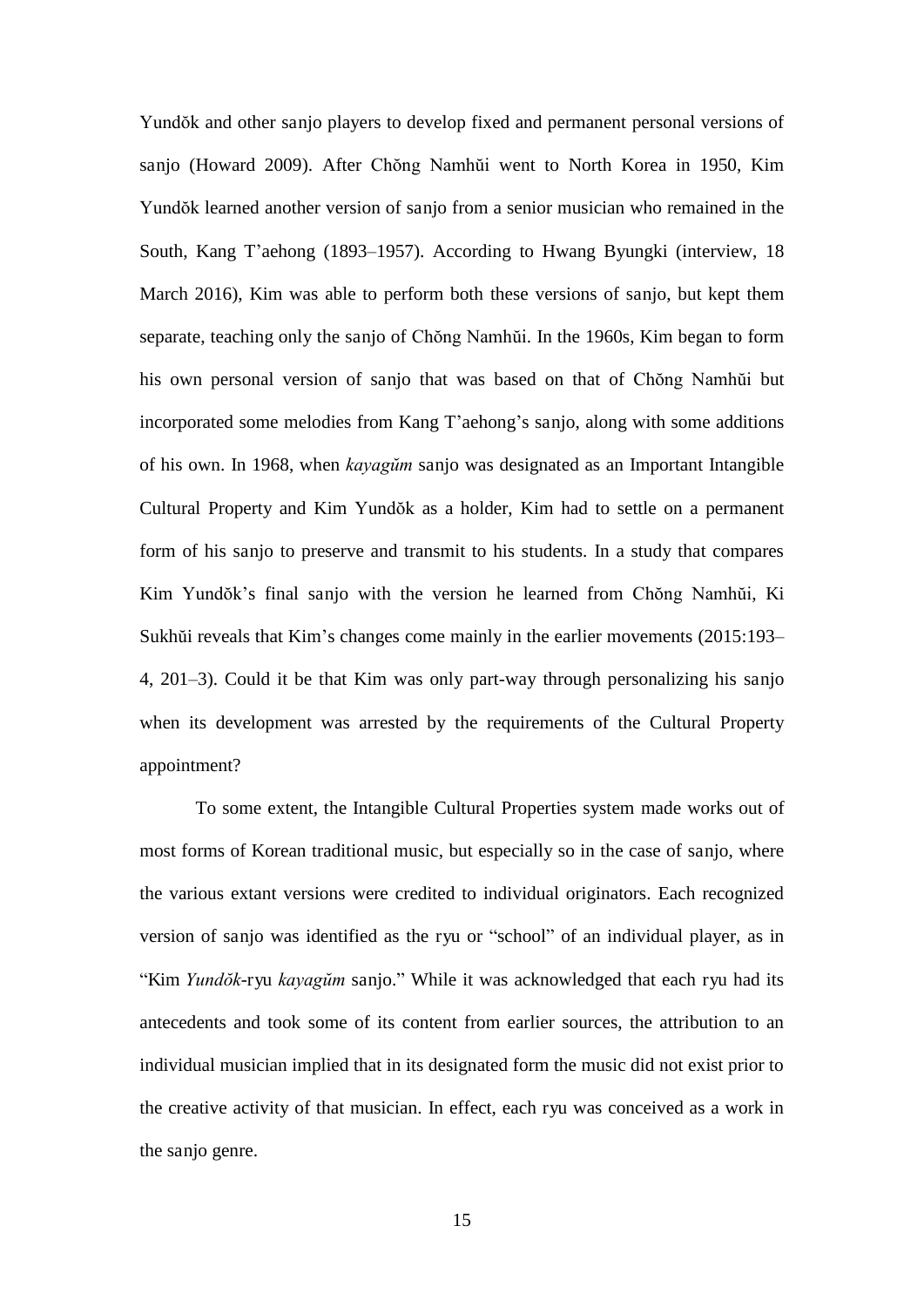Yundŏk and other sanjo players to develop fixed and permanent personal versions of sanjo (Howard 2009). After Chŏng Namhŭi went to North Korea in 1950, Kim Yundŏk learned another version of sanjo from a senior musician who remained in the South, Kang T'aehong (1893–1957). According to Hwang Byungki (interview, 18 March 2016), Kim was able to perform both these versions of sanjo, but kept them separate, teaching only the sanjo of Chŏng Namhŭi. In the 1960s, Kim began to form his own personal version of sanjo that was based on that of Chŏng Namhŭi but incorporated some melodies from Kang T'aehong's sanjo, along with some additions of his own. In 1968, when *kayagŭm* sanjo was designated as an Important Intangible Cultural Property and Kim Yundŏk as a holder, Kim had to settle on a permanent form of his sanjo to preserve and transmit to his students. In a study that compares Kim Yundŏk's final sanjo with the version he learned from Chŏng Namhŭi, Ki Sukhŭi reveals that Kim's changes come mainly in the earlier movements (2015:193–4, 201–3). Could it be that Kim was only part-way through personalizing his sanjo when its development was arrested by the requirements of the Cultural Property appointment?

To some extent, the Intangible Cultural Properties system made works out of most forms of Korean traditional music, but especially so in the case of sanjo, where the various extant versions were credited to individual originators. Each recognized version of sanjo was identified as the ryu or "school" of an individual player, as in "Kim *Yundŏk*-ryu *kayagŭm* sanjo." While it was acknowledged that each ryu had its antecedents and took some of its content from earlier sources, the attribution to an individual musician implied that in its designated form the music did not exist prior to the creative activity of that musician. In effect, each ryu was conceived as a work in the sanjo genre.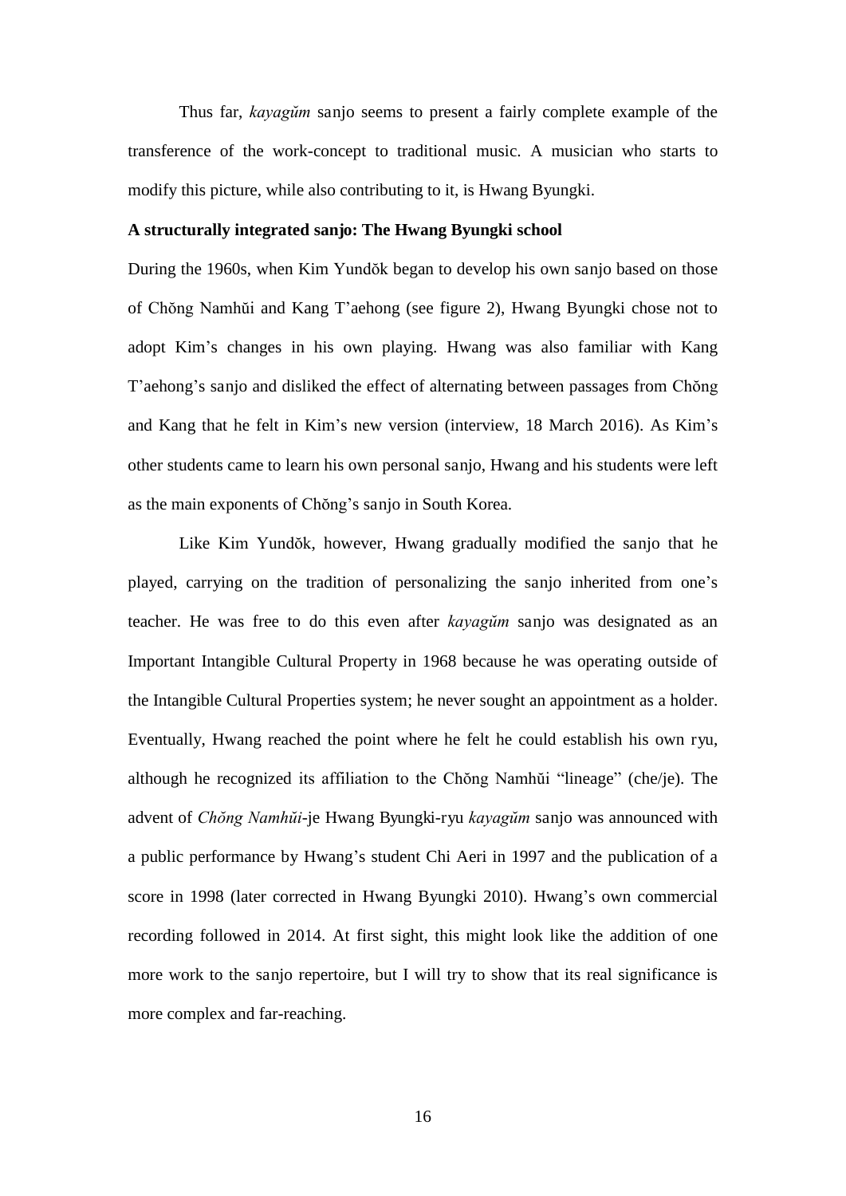Thus far, *kayagŭm* sanjo seems to present a fairly complete example of the transference of the work-concept to traditional music. A musician who starts to modify this picture, while also contributing to it, is Hwang Byungki.

**A structurally integrated sanjo: The Hwang Byungki school**

During the 1960s, when Kim Yundŏk began to develop his own sanjo based on those of Chŏng Namhŭi and Kang T'aehong (see figure 2), Hwang Byungki chose not to adopt Kim's changes in his own playing. Hwang was also familiar with Kang T'aehong's sanjo and disliked the effect of alternating between passages from Chŏng and Kang that he felt in Kim's new version (interview, 18 March 2016). As Kim's other students came to learn his own personal sanjo, Hwang and his students were left as the main exponents of Chŏng's sanjo in South Korea.

Like Kim Yundŏk, however, Hwang gradually modified the sanjo that he played, carrying on the tradition of personalizing the sanjo inherited from one's teacher. He was free to do this even after *kayagŭm* sanjo was designated as an Important Intangible Cultural Property in 1968 because he was operating outside of the Intangible Cultural Properties system; he never sought an appointment as a holder. Eventually, Hwang reached the point where he felt he could establish his own ryu, although he recognized its affiliation to the Chŏng Namhŭi "lineage" (che/je). The advent of *Chŏng Namhŭi*-je Hwang Byungki-ryu *kayagŭm* sanjo was announced with a public performance by Hwang's student Chi Aeri in 1997 and the publication of a score in 1998 (later corrected in Hwang Byungki 2010). Hwang's own commercial recording followed in 2014. At first sight, this might look like the addition of one more work to the sanjo repertoire, but I will try to show that its real significance is more complex and far-reaching.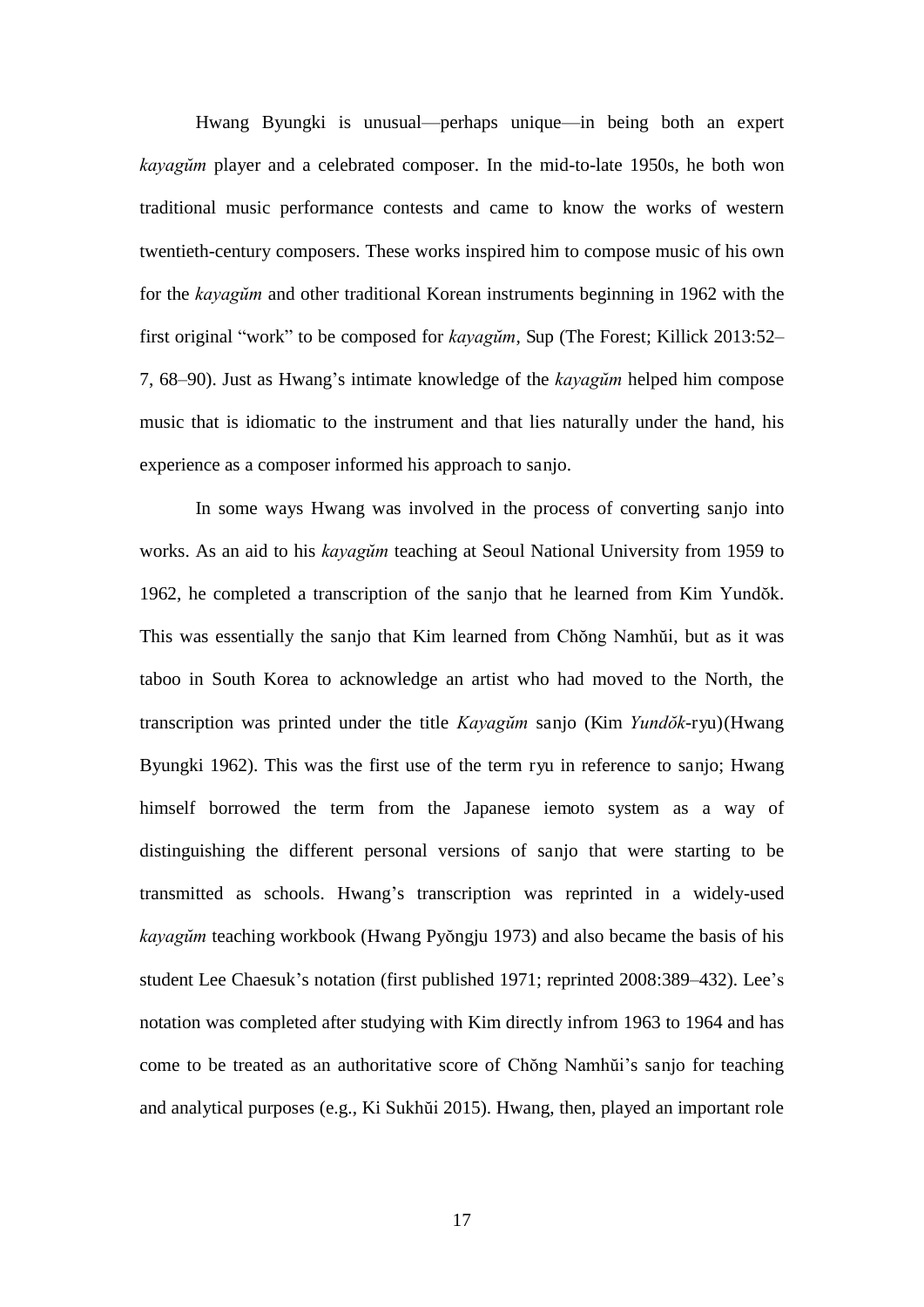Hwang Byungki is unusual—perhaps unique—in being both an expert *kayagŭm* player and a celebrated composer. In the mid-to-late 1950s, he both won traditional music performance contests and came to know the works of western twentieth-century composers. These works inspired him to compose music of his own for the *kayagŭm* and other traditional Korean instruments beginning in 1962 with the first original "work" to be composed for *kayagŭm*, Sup (The Forest; Killick 2013:52–7, 68–90). Just as Hwang's intimate knowledge of the *kayagŭm* helped him compose music that is idiomatic to the instrument and that lies naturally under the hand, his experience as a composer informed his approach to sanjo.

In some ways Hwang was involved in the process of converting sanjo into works. As an aid to his *kayagŭm* teaching at Seoul National University from 1959 to 1962, he completed a transcription of the sanjo that he learned from Kim Yundŏk. This was essentially the sanjo that Kim learned from Chŏng Namhŭi, but as it was taboo in South Korea to acknowledge an artist who had moved to the North, the transcription was printed under the title *Kayagŭm* sanjo (Kim *Yundŏk*-ryu)(Hwang Byungki 1962). This was the first use of the term ryu in reference to sanjo; Hwang himself borrowed the term from the Japanese iemoto system as a way of distinguishing the different personal versions of sanjo that were starting to be transmitted as schools. Hwang's transcription was reprinted in a widely-used *kayagŭm* teaching workbook (Hwang Pyŏngju 1973) and also became the basis of his student Lee Chaesuk's notation (first published 1971; reprinted 2008:389–432). Lee's notation was completed after studying with Kim directly infrom 1963 to 1964 and has come to be treated as an authoritative score of Chŏng Namhŭi's sanjo for teaching and analytical purposes (e.g., Ki Sukhŭi 2015). Hwang, then, played an important role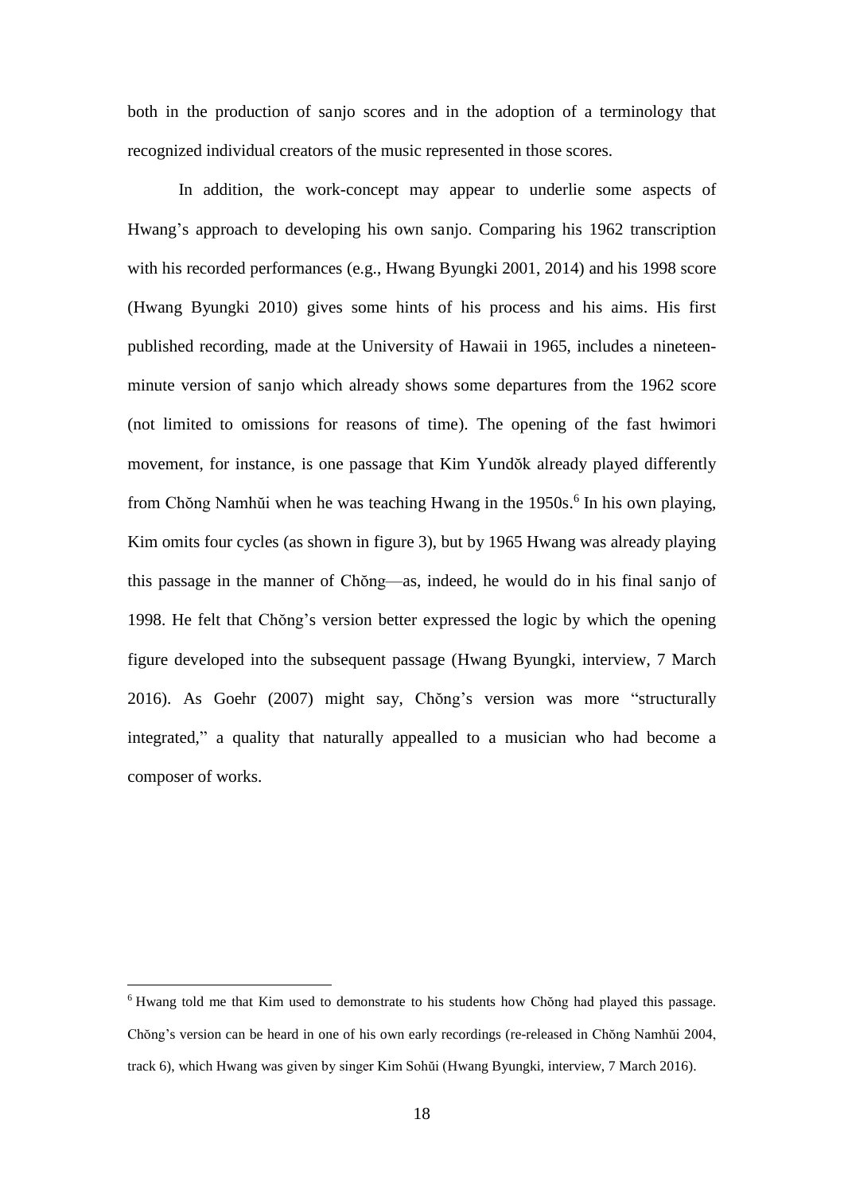both in the production of sanjo scores and in the adoption of a terminology that recognized individual creators of the music represented in those scores.

In addition, the work-concept may appear to underlie some aspects of Hwang's approach to developing his own sanjo. Comparing his 1962 transcription with his recorded performances (e.g., Hwang Byungki 2001, 2014) and his 1998 score (Hwang Byungki 2010) gives some hints of his process and his aims. His first published recording, made at the University of Hawaii in 1965, includes a nineteen-minute version of sanjo which already shows some departures from the 1962 score (not limited to omissions for reasons of time). The opening of the fast hwimori movement, for instance, is one passage that Kim Yundŏk already played differently from Chŏng Namhŭi when he was teaching Hwang in the 1950s.[6] In his own playing, Kim omits four cycles (as shown in figure 3), but by 1965 Hwang was already playing this passage in the manner of Chŏng—as, indeed, he would do in his final sanjo of 1998. He felt that Chŏng's version better expressed the logic by which the opening figure developed into the subsequent passage (Hwang Byungki, interview, 7 March 2016). As Goehr (2007) might say, Chŏng's version was more "structurally integrated," a quality that naturally appealled to a musician who had become a composer of works.

[6] Hwang told me that Kim used to demonstrate to his students how Chŏng had played this passage. Chŏng's version can be heard in one of his own early recordings (re-released in Chŏng Namhŭi 2004, track 6), which Hwang was given by singer Kim Sohŭi (Hwang Byungki, interview, 7 March 2016).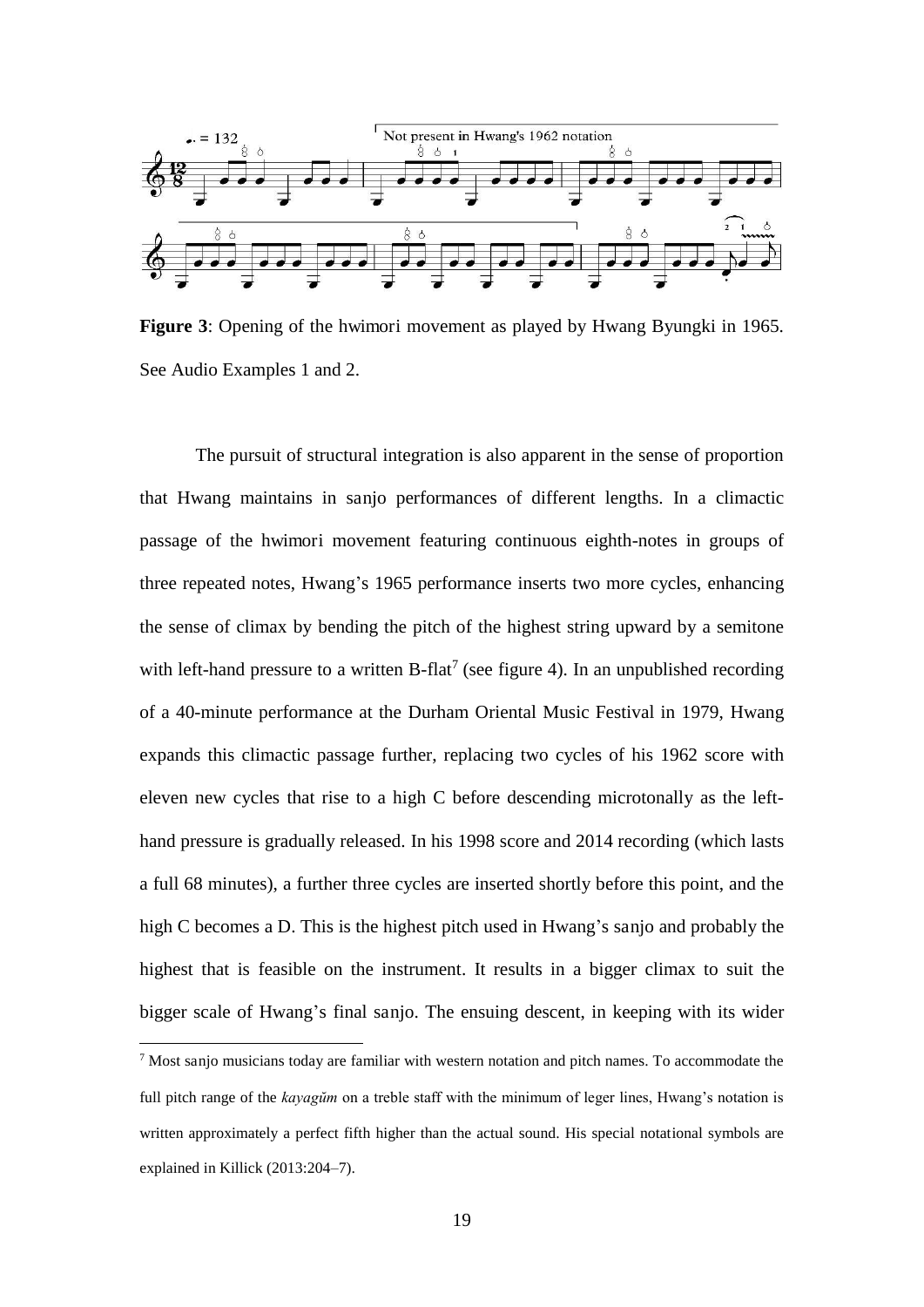**Figure 3**: Opening of the hwimori movement as played by Hwang Byungki in 1965. See Audio Examples 1 and 2.

The pursuit of structural integration is also apparent in the sense of proportion that Hwang maintains in sanjo performances of different lengths. In a climactic passage of the hwimori movement featuring continuous eighth-notes in groups of three repeated notes, Hwang's 1965 performance inserts two more cycles, enhancing the sense of climax by bending the pitch of the highest string upward by a semitone with left-hand pressure to a written B-flat[7] (see figure 4). In an unpublished recording of a 40-minute performance at the Durham Oriental Music Festival in 1979, Hwang expands this climactic passage further, replacing two cycles of his 1962 score with eleven new cycles that rise to a high C before descending microtonally as the left-hand pressure is gradually released. In his 1998 score and 2014 recording (which lasts a full 68 minutes), a further three cycles are inserted shortly before this point, and the high C becomes a D. This is the highest pitch used in Hwang's sanjo and probably the highest that is feasible on the instrument. It results in a bigger climax to suit the bigger scale of Hwang's final sanjo. The ensuing descent, in keeping with its wider

[7] Most sanjo musicians today are familiar with western notation and pitch names. To accommodate the full pitch range of the *kayagŭm* on a treble staff with the minimum of leger lines, Hwang's notation is written approximately a perfect fifth higher than the actual sound. His special notational symbols are explained in Killick (2013:204–7).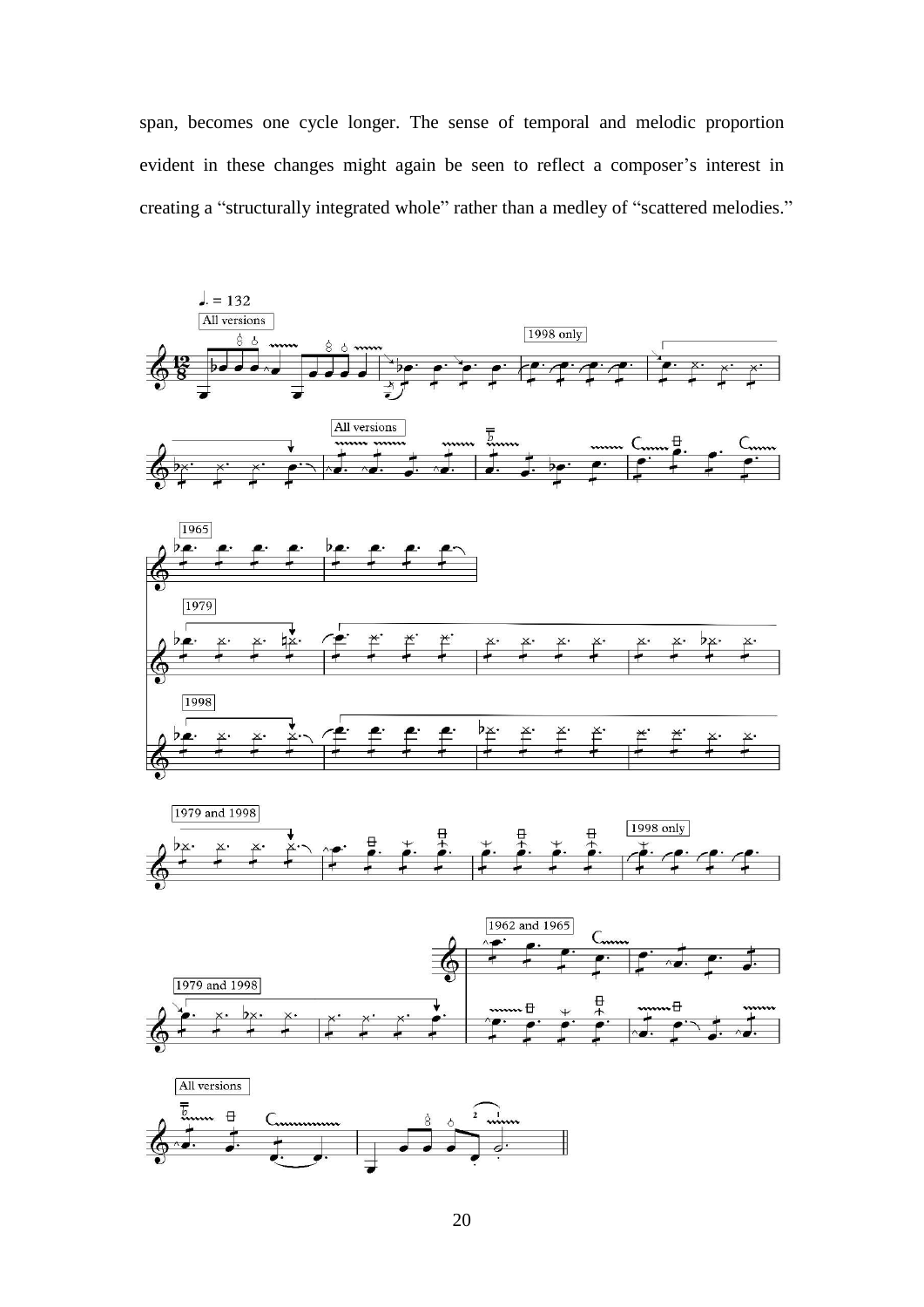span, becomes one cycle longer. The sense of temporal and melodic proportion evident in these changes might again be seen to reflect a composer's interest in creating a "structurally integrated whole" rather than a medley of "scattered melodies."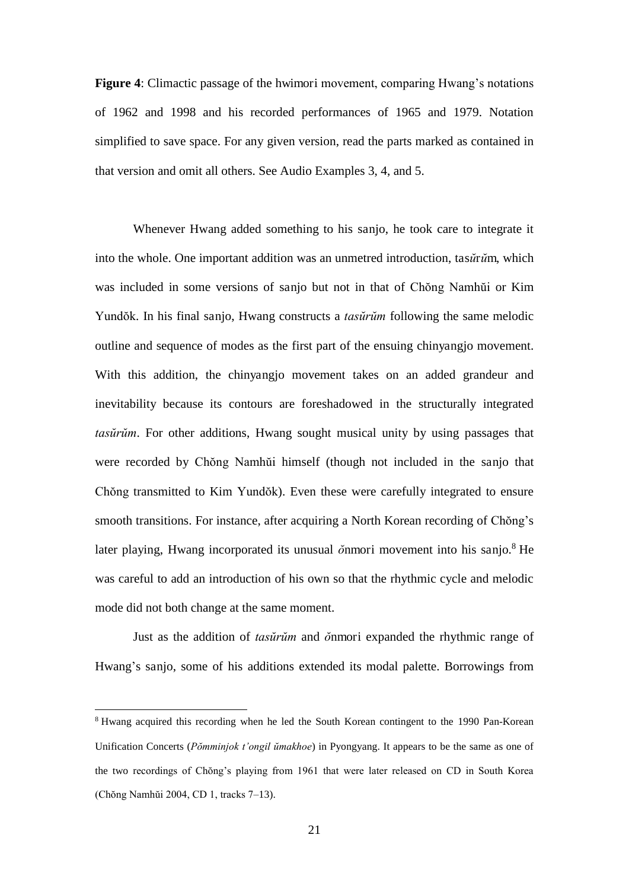**Figure 4**: Climactic passage of the hwimori movement, comparing Hwang's notations of 1962 and 1998 and his recorded performances of 1965 and 1979. Notation simplified to save space. For any given version, read the parts marked as contained in that version and omit all others. See Audio Examples 3, 4, and 5.

Whenever Hwang added something to his sanjo, he took care to integrate it into the whole. One important addition was an unmetred introduction, tasŭrŭm, which was included in some versions of sanjo but not in that of Chŏng Namhŭi or Kim Yundŏk. In his final sanjo, Hwang constructs a *tasŭrŭm* following the same melodic outline and sequence of modes as the first part of the ensuing chinyangjo movement. With this addition, the chinyangjo movement takes on an added grandeur and inevitability because its contours are foreshadowed in the structurally integrated *tasŭrŭm*. For other additions, Hwang sought musical unity by using passages that were recorded by Chŏng Namhŭi himself (though not included in the sanjo that Chŏng transmitted to Kim Yundŏk). Even these were carefully integrated to ensure smooth transitions. For instance, after acquiring a North Korean recording of Chŏng's later playing, Hwang incorporated its unusual *ŏ*nmori movement into his sanjo.[8] He was careful to add an introduction of his own so that the rhythmic cycle and melodic mode did not both change at the same moment.

Just as the addition of *tasŭrŭm* and *ŏ*nmori expanded the rhythmic range of Hwang's sanjo, some of his additions extended its modal palette. Borrowings from

[8] Hwang acquired this recording when he led the South Korean contingent to the 1990 Pan-Korean Unification Concerts (*Pŏmminjok t'ongil ŭmakhoe*) in Pyongyang. It appears to be the same as one of the two recordings of Chŏng's playing from 1961 that were later released on CD in South Korea (Chŏng Namhŭi 2004, CD 1, tracks 7–13).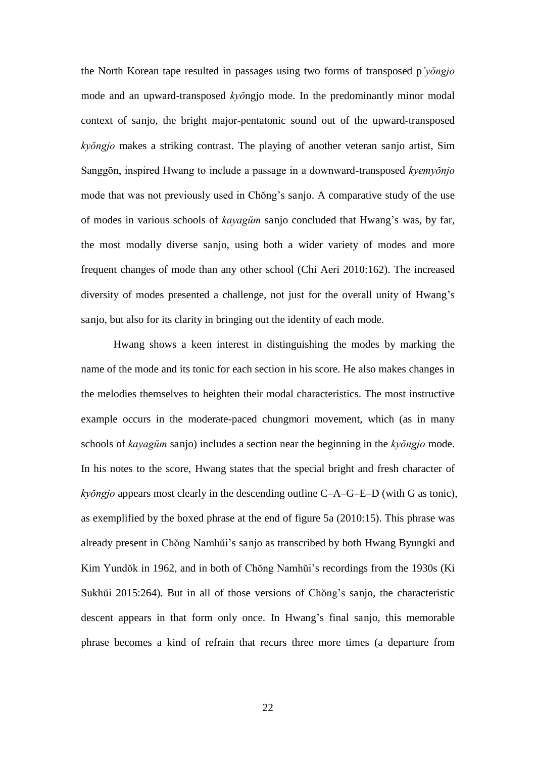the North Korean tape resulted in passages using two forms of transposed p*'yŏngjo* mode and an upward-transposed *kyŏ*ngjo mode. In the predominantly minor modal context of sanjo, the bright major-pentatonic sound out of the upward-transposed *kyŏngjo* makes a striking contrast. The playing of another veteran sanjo artist, Sim Sanggŏn, inspired Hwang to include a passage in a downward-transposed *kyemyŏnjo* mode that was not previously used in Chŏng's sanjo. A comparative study of the use of modes in various schools of *kayagŭm* sanjo concluded that Hwang's was, by far, the most modally diverse sanjo, using both a wider variety of modes and more frequent changes of mode than any other school (Chi Aeri 2010:162). The increased diversity of modes presented a challenge, not just for the overall unity of Hwang's sanjo, but also for its clarity in bringing out the identity of each mode.

Hwang shows a keen interest in distinguishing the modes by marking the name of the mode and its tonic for each section in his score. He also makes changes in the melodies themselves to heighten their modal characteristics. The most instructive example occurs in the moderate-paced chungmori movement, which (as in many schools of *kayagŭm* sanjo) includes a section near the beginning in the *kyŏngjo* mode. In his notes to the score, Hwang states that the special bright and fresh character of *kyŏngjo* appears most clearly in the descending outline C–A–G–E–D (with G as tonic), as exemplified by the boxed phrase at the end of figure 5a (2010:15). This phrase was already present in Chŏng Namhŭi's sanjo as transcribed by both Hwang Byungki and Kim Yundŏk in 1962, and in both of Chŏng Namhŭi's recordings from the 1930s (Ki Sukhŭi 2015:264). But in all of those versions of Chŏng's sanjo, the characteristic descent appears in that form only once. In Hwang's final sanjo, this memorable phrase becomes a kind of refrain that recurs three more times (a departure from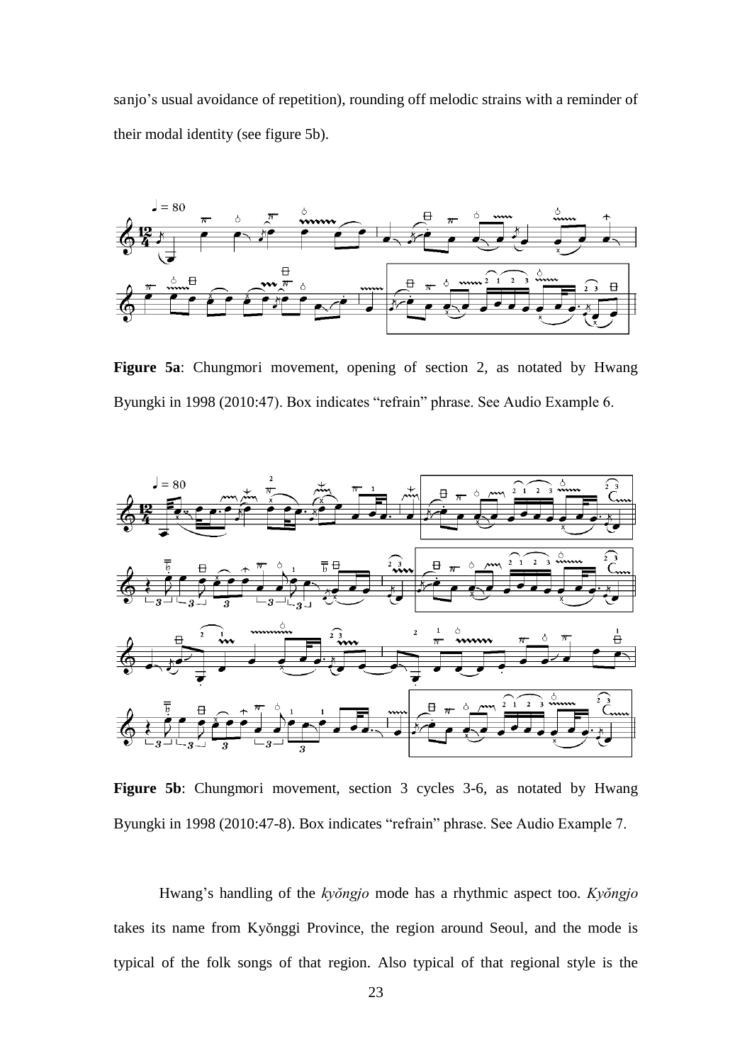sanjo's usual avoidance of repetition), rounding off melodic strains with a reminder of their modal identity (see figure 5b).

**Figure 5a**: Chungmori movement, opening of section 2, as notated by Hwang Byungki in 1998 (2010:47). Box indicates "refrain" phrase. See Audio Example 6.

**Figure 5b**: Chungmori movement, section 3 cycles 3-6, as notated by Hwang Byungki in 1998 (2010:47-8). Box indicates "refrain" phrase. See Audio Example 7.

Hwang's handling of the *kyŏngjo* mode has a rhythmic aspect too. *Kyŏngjo* takes its name from Kyŏnggi Province, the region around Seoul, and the mode is typical of the folk songs of that region. Also typical of that regional style is the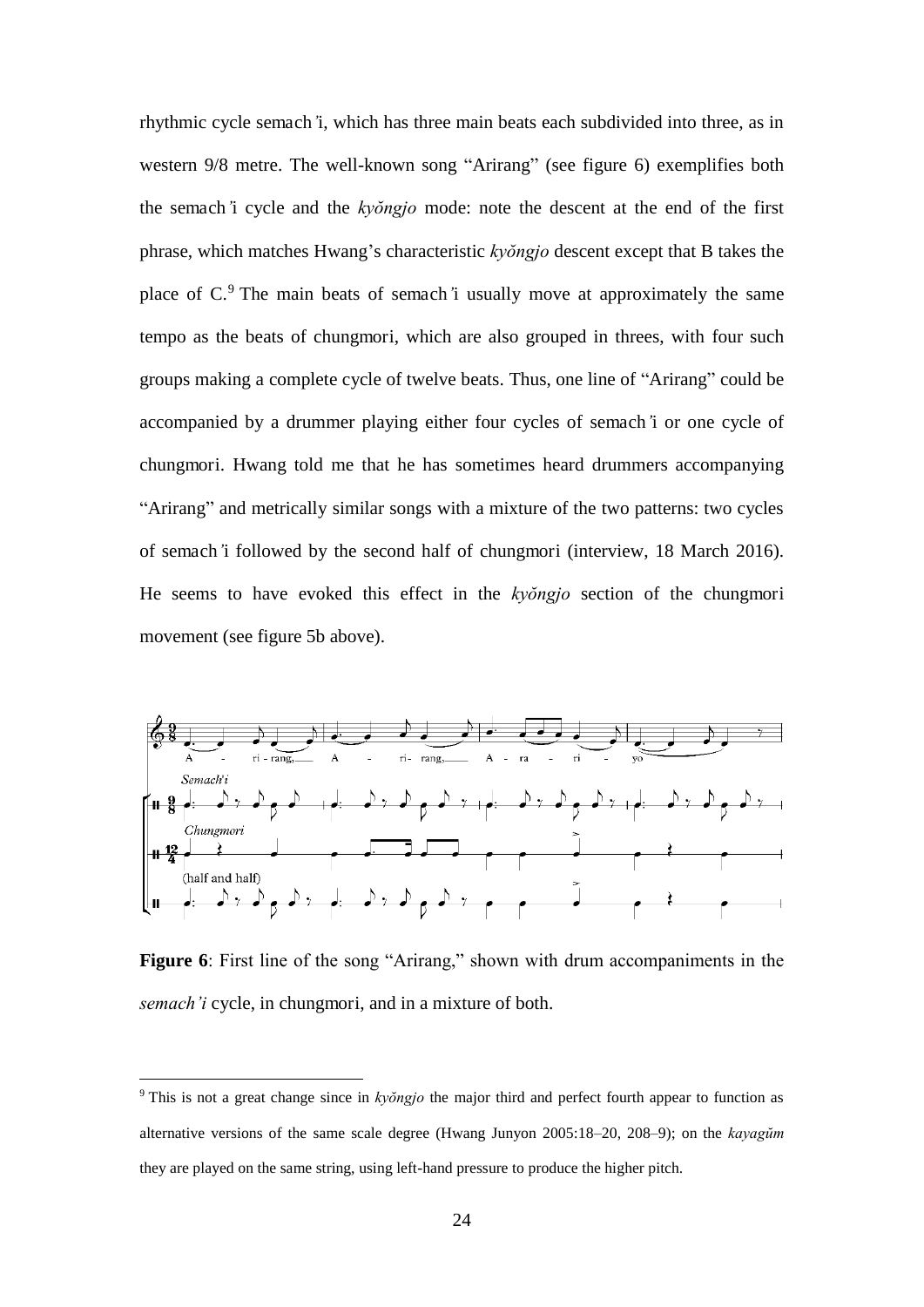rhythmic cycle semach'i, which has three main beats each subdivided into three, as in western 9/8 metre. The well-known song "Arirang" (see figure 6) exemplifies both the semach'i cycle and the *kyŏngjo* mode: note the descent at the end of the first phrase, which matches Hwang's characteristic *kyŏngjo* descent except that B takes the place of C.[9] The main beats of semach'i usually move at approximately the same tempo as the beats of chungmori, which are also grouped in threes, with four such groups making a complete cycle of twelve beats. Thus, one line of "Arirang" could be accompanied by a drummer playing either four cycles of semach'i or one cycle of chungmori. Hwang told me that he has sometimes heard drummers accompanying "Arirang" and metrically similar songs with a mixture of the two patterns: two cycles of semach'i followed by the second half of chungmori (interview, 18 March 2016). He seems to have evoked this effect in the *kyŏngjo* section of the chungmori movement (see figure 5b above).

**Figure 6**: First line of the song "Arirang," shown with drum accompaniments in the *semach'i* cycle, in chungmori, and in a mixture of both.

[9] This is not a great change since in *kyŏngjo* the major third and perfect fourth appear to function as alternative versions of the same scale degree (Hwang Junyon 2005:18–20, 208–9); on the *kayagŭm* they are played on the same string, using left-hand pressure to produce the higher pitch.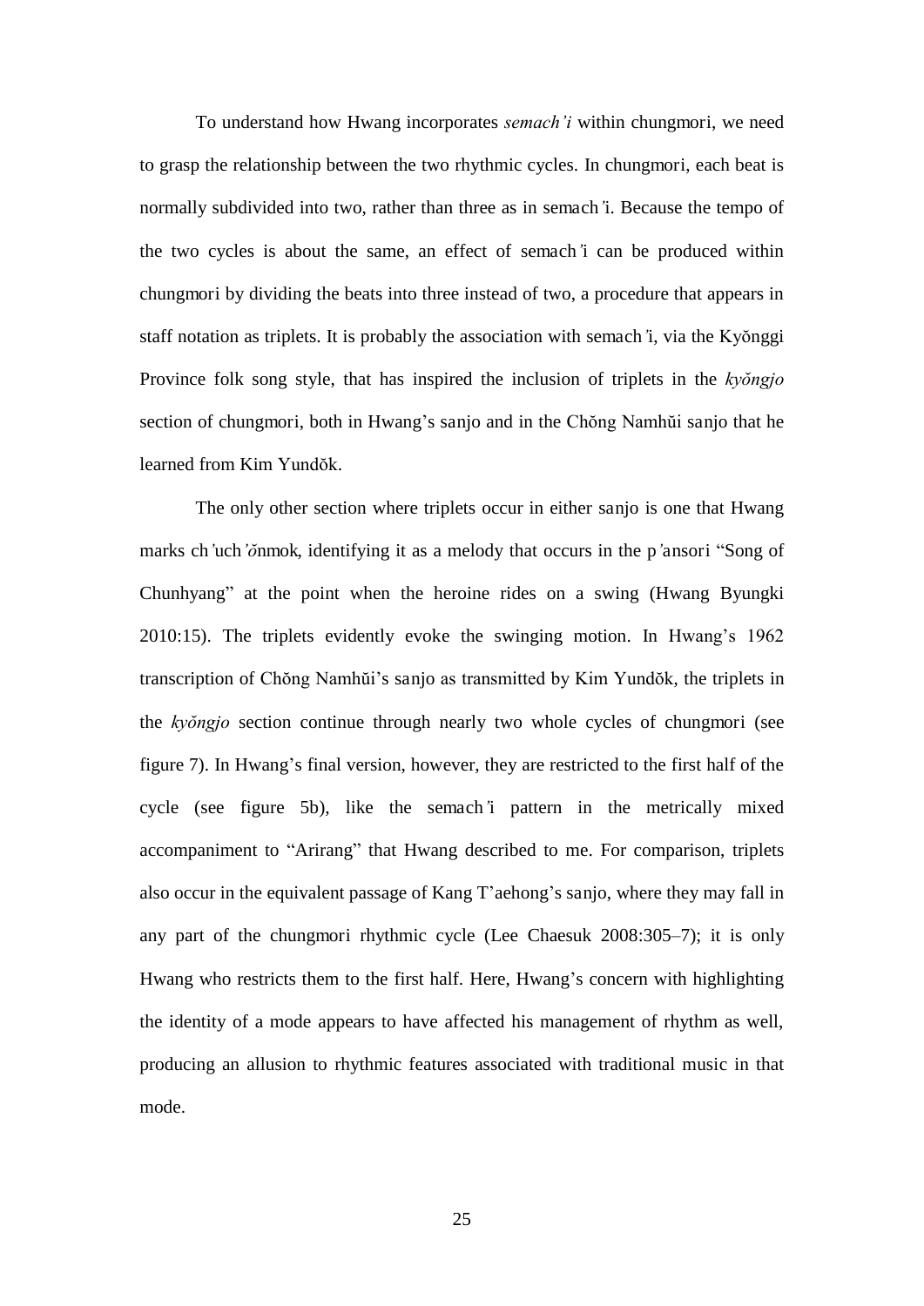To understand how Hwang incorporates *semach'i* within chungmori, we need to grasp the relationship between the two rhythmic cycles. In chungmori, each beat is normally subdivided into two, rather than three as in semach'i. Because the tempo of the two cycles is about the same, an effect of semach'i can be produced within chungmori by dividing the beats into three instead of two, a procedure that appears in staff notation as triplets. It is probably the association with semach'i, via the Kyŏnggi Province folk song style, that has inspired the inclusion of triplets in the *kyŏngjo* section of chungmori, both in Hwang's sanjo and in the Chŏng Namhŭi sanjo that he learned from Kim Yundŏk.

The only other section where triplets occur in either sanjo is one that Hwang marks ch'uch'ŏnmok, identifying it as a melody that occurs in the p'ansori "Song of Chunhyang" at the point when the heroine rides on a swing (Hwang Byungki 2010:15). The triplets evidently evoke the swinging motion. In Hwang's 1962 transcription of Chŏng Namhŭi's sanjo as transmitted by Kim Yundŏk, the triplets in the *kyŏngjo* section continue through nearly two whole cycles of chungmori (see figure 7). In Hwang's final version, however, they are restricted to the first half of the cycle (see figure 5b), like the semach'i pattern in the metrically mixed accompaniment to "Arirang" that Hwang described to me. For comparison, triplets also occur in the equivalent passage of Kang T'aehong's sanjo, where they may fall in any part of the chungmori rhythmic cycle (Lee Chaesuk 2008:305–7); it is only Hwang who restricts them to the first half. Here, Hwang's concern with highlighting the identity of a mode appears to have affected his management of rhythm as well, producing an allusion to rhythmic features associated with traditional music in that mode.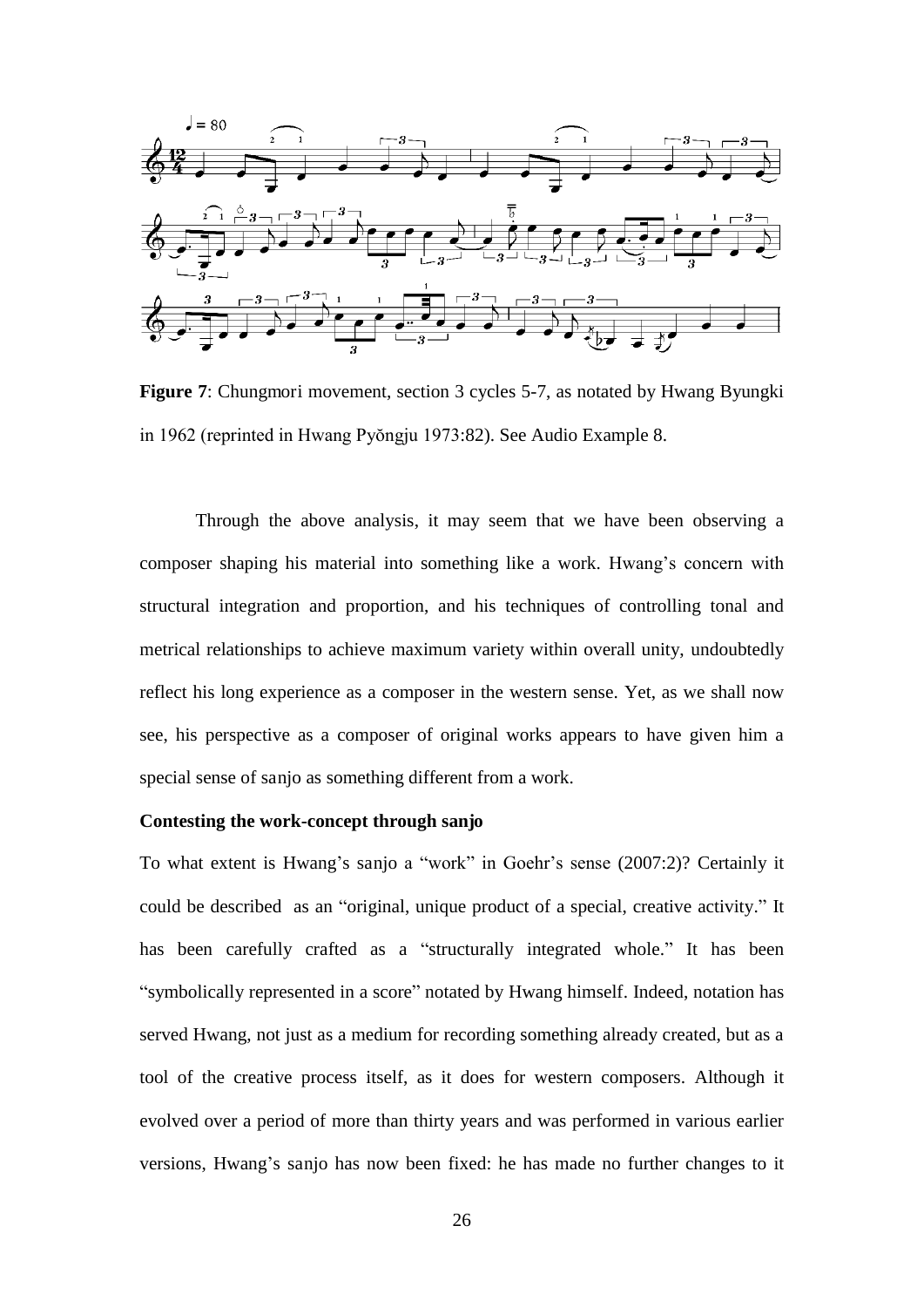**Figure 7**: Chungmori movement, section 3 cycles 5-7, as notated by Hwang Byungki in 1962 (reprinted in Hwang Pyŏngju 1973:82). See Audio Example 8.

Through the above analysis, it may seem that we have been observing a composer shaping his material into something like a work. Hwang's concern with structural integration and proportion, and his techniques of controlling tonal and metrical relationships to achieve maximum variety within overall unity, undoubtedly reflect his long experience as a composer in the western sense. Yet, as we shall now see, his perspective as a composer of original works appears to have given him a special sense of sanjo as something different from a work.

**Contesting the work-concept through sanjo**

To what extent is Hwang's sanjo a "work" in Goehr's sense (2007:2)? Certainly it could be described as an "original, unique product of a special, creative activity." It has been carefully crafted as a "structurally integrated whole." It has been "symbolically represented in a score" notated by Hwang himself. Indeed, notation has served Hwang, not just as a medium for recording something already created, but as a tool of the creative process itself, as it does for western composers. Although it evolved over a period of more than thirty years and was performed in various earlier versions, Hwang's sanjo has now been fixed: he has made no further changes to it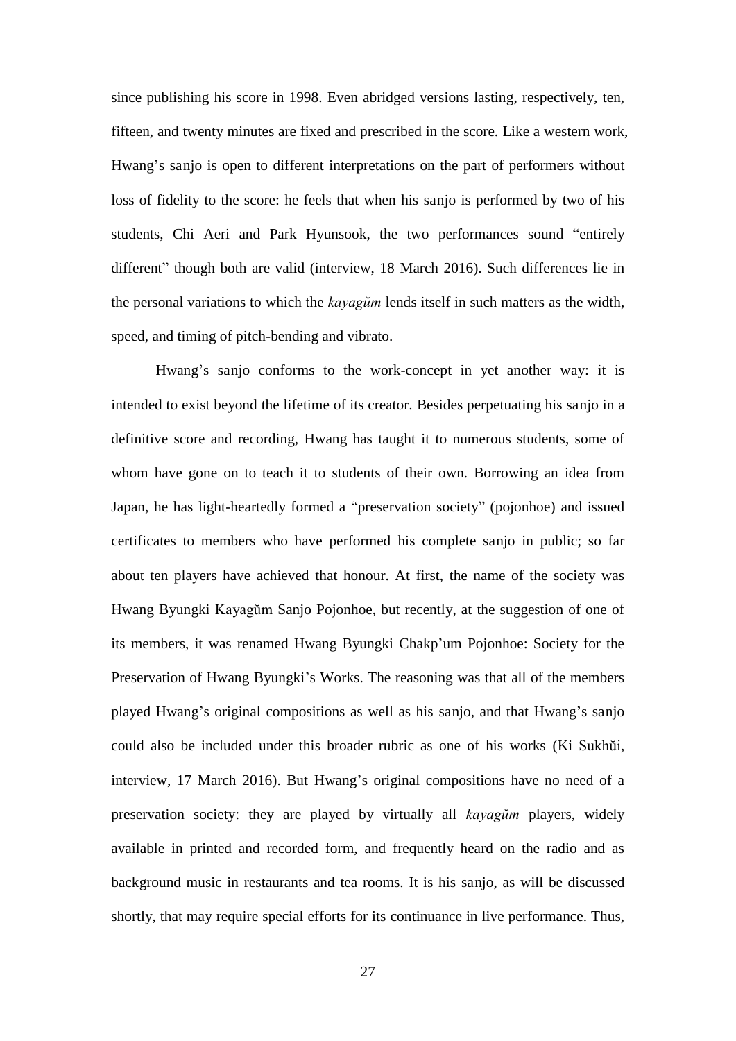since publishing his score in 1998. Even abridged versions lasting, respectively, ten, fifteen, and twenty minutes are fixed and prescribed in the score. Like a western work, Hwang's sanjo is open to different interpretations on the part of performers without loss of fidelity to the score: he feels that when his sanjo is performed by two of his students, Chi Aeri and Park Hyunsook, the two performances sound "entirely different" though both are valid (interview, 18 March 2016). Such differences lie in the personal variations to which the *kayagŭm* lends itself in such matters as the width, speed, and timing of pitch-bending and vibrato.

Hwang's sanjo conforms to the work-concept in yet another way: it is intended to exist beyond the lifetime of its creator. Besides perpetuating his sanjo in a definitive score and recording, Hwang has taught it to numerous students, some of whom have gone on to teach it to students of their own. Borrowing an idea from Japan, he has light-heartedly formed a "preservation society" (pojonhoe) and issued certificates to members who have performed his complete sanjo in public; so far about ten players have achieved that honour. At first, the name of the society was Hwang Byungki Kayagŭm Sanjo Pojonhoe, but recently, at the suggestion of one of its members, it was renamed Hwang Byungki Chakp'um Pojonhoe: Society for the Preservation of Hwang Byungki's Works. The reasoning was that all of the members played Hwang's original compositions as well as his sanjo, and that Hwang's sanjo could also be included under this broader rubric as one of his works (Ki Sukhŭi, interview, 17 March 2016). But Hwang's original compositions have no need of a preservation society: they are played by virtually all *kayagŭm* players, widely available in printed and recorded form, and frequently heard on the radio and as background music in restaurants and tea rooms. It is his sanjo, as will be discussed shortly, that may require special efforts for its continuance in live performance. Thus,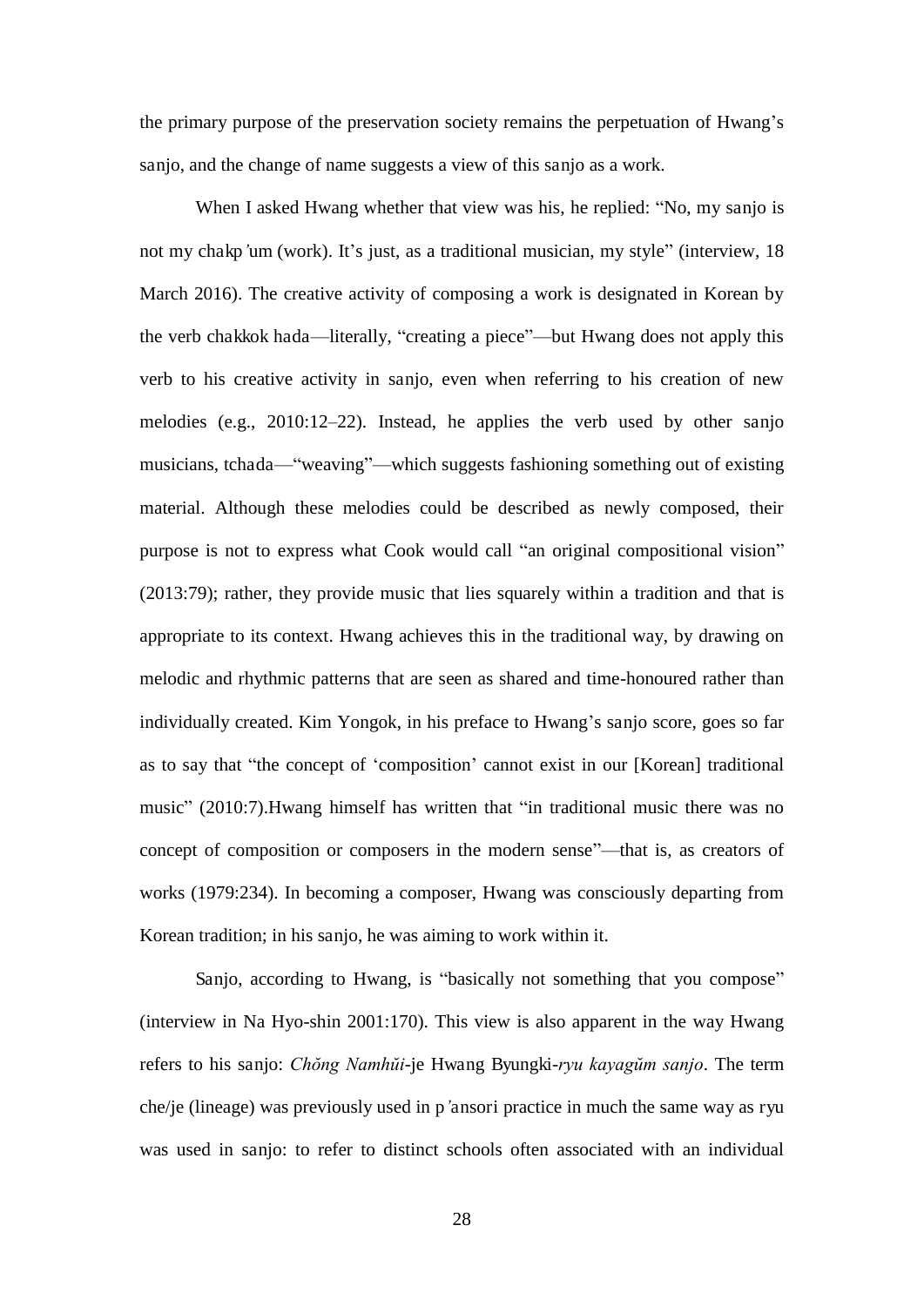the primary purpose of the preservation society remains the perpetuation of Hwang's sanjo, and the change of name suggests a view of this sanjo as a work.

When I asked Hwang whether that view was his, he replied: "No, my sanjo is not my chakp'um (work). It's just, as a traditional musician, my style" (interview, 18 March 2016). The creative activity of composing a work is designated in Korean by the verb chakkok hada—literally, "creating a piece"—but Hwang does not apply this verb to his creative activity in sanjo, even when referring to his creation of new melodies (e.g., 2010:12–22). Instead, he applies the verb used by other sanjo musicians, tchada—"weaving"—which suggests fashioning something out of existing material. Although these melodies could be described as newly composed, their purpose is not to express what Cook would call "an original compositional vision" (2013:79); rather, they provide music that lies squarely within a tradition and that is appropriate to its context. Hwang achieves this in the traditional way, by drawing on melodic and rhythmic patterns that are seen as shared and time-honoured rather than individually created. Kim Yongok, in his preface to Hwang's sanjo score, goes so far as to say that "the concept of 'composition' cannot exist in our [Korean] traditional music" (2010:7).Hwang himself has written that "in traditional music there was no concept of composition or composers in the modern sense"—that is, as creators of works (1979:234). In becoming a composer, Hwang was consciously departing from Korean tradition; in his sanjo, he was aiming to work within it.

Sanjo, according to Hwang, is "basically not something that you compose" (interview in Na Hyo-shin 2001:170). This view is also apparent in the way Hwang refers to his sanjo: *Chŏng Namhŭi*-je Hwang Byungki-*ryu kayagŭm sanjo*. The term che/je (lineage) was previously used in p'ansori practice in much the same way as ryu was used in sanjo: to refer to distinct schools often associated with an individual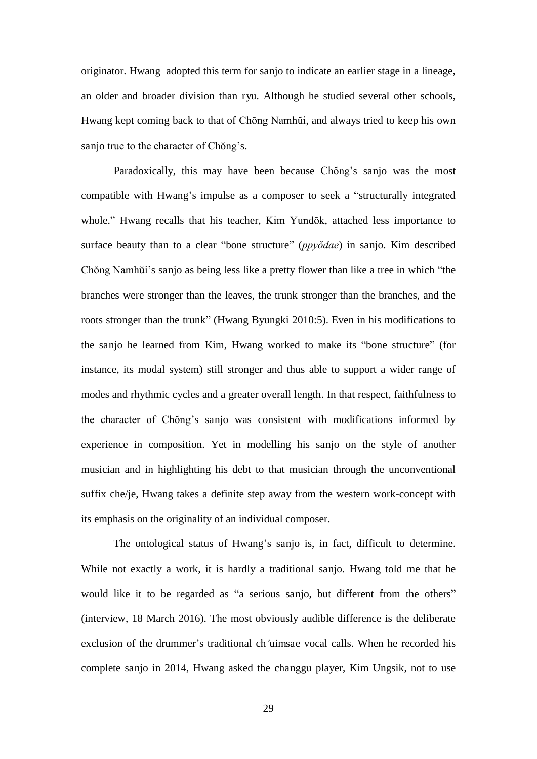originator. Hwang adopted this term for sanjo to indicate an earlier stage in a lineage, an older and broader division than ryu. Although he studied several other schools, Hwang kept coming back to that of Chŏng Namhŭi, and always tried to keep his own sanjo true to the character of Chŏng's.

Paradoxically, this may have been because Chŏng's sanjo was the most compatible with Hwang's impulse as a composer to seek a "structurally integrated whole." Hwang recalls that his teacher, Kim Yundŏk, attached less importance to surface beauty than to a clear "bone structure" (*ppyŏdae*) in sanjo. Kim described Chŏng Namhŭi's sanjo as being less like a pretty flower than like a tree in which "the branches were stronger than the leaves, the trunk stronger than the branches, and the roots stronger than the trunk" (Hwang Byungki 2010:5). Even in his modifications to the sanjo he learned from Kim, Hwang worked to make its "bone structure" (for instance, its modal system) still stronger and thus able to support a wider range of modes and rhythmic cycles and a greater overall length. In that respect, faithfulness to the character of Chŏng's sanjo was consistent with modifications informed by experience in composition. Yet in modelling his sanjo on the style of another musician and in highlighting his debt to that musician through the unconventional suffix che/je, Hwang takes a definite step away from the western work-concept with its emphasis on the originality of an individual composer.

The ontological status of Hwang's sanjo is, in fact, difficult to determine. While not exactly a work, it is hardly a traditional sanjo. Hwang told me that he would like it to be regarded as "a serious sanjo, but different from the others" (interview, 18 March 2016). The most obviously audible difference is the deliberate exclusion of the drummer's traditional ch'uimsae vocal calls. When he recorded his complete sanjo in 2014, Hwang asked the changgu player, Kim Ungsik, not to use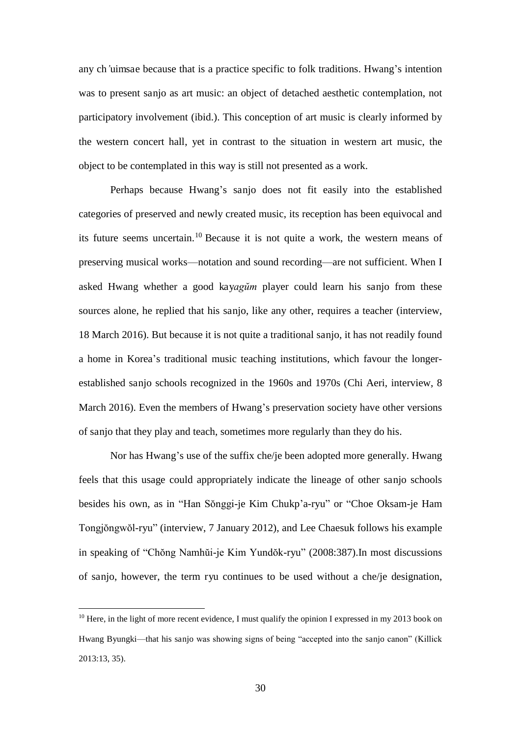any ch*'*uimsae because that is a practice specific to folk traditions. Hwang's intention was to present sanjo as art music: an object of detached aesthetic contemplation, not participatory involvement (ibid.). This conception of art music is clearly informed by the western concert hall, yet in contrast to the situation in western art music, the object to be contemplated in this way is still not presented as a work.

Perhaps because Hwang's sanjo does not fit easily into the established categories of preserved and newly created music, its reception has been equivocal and its future seems uncertain.[10] Because it is not quite a work, the western means of preserving musical works—notation and sound recording—are not sufficient. When I asked Hwang whether a good kay*agŭm* player could learn his sanjo from these sources alone, he replied that his sanjo, like any other, requires a teacher (interview, 18 March 2016). But because it is not quite a traditional sanjo, it has not readily found a home in Korea's traditional music teaching institutions, which favour the longer-established sanjo schools recognized in the 1960s and 1970s (Chi Aeri, interview, 8 March 2016). Even the members of Hwang's preservation society have other versions of sanjo that they play and teach, sometimes more regularly than they do his.

Nor has Hwang's use of the suffix che/je been adopted more generally. Hwang feels that this usage could appropriately indicate the lineage of other sanjo schools besides his own, as in "Han Sŏnggi-je Kim Chukp'a-ryu" or "Choe Oksam-je Ham Tongjŏngwŏl-ryu" (interview, 7 January 2012), and Lee Chaesuk follows his example in speaking of "Chŏng Namhŭi-je Kim Yundŏk-ryu" (2008:387).In most discussions of sanjo, however, the term ryu continues to be used without a che/je designation,

[10] Here, in the light of more recent evidence, I must qualify the opinion I expressed in my 2013 book on Hwang Byungki—that his sanjo was showing signs of being "accepted into the sanjo canon" (Killick 2013:13, 35).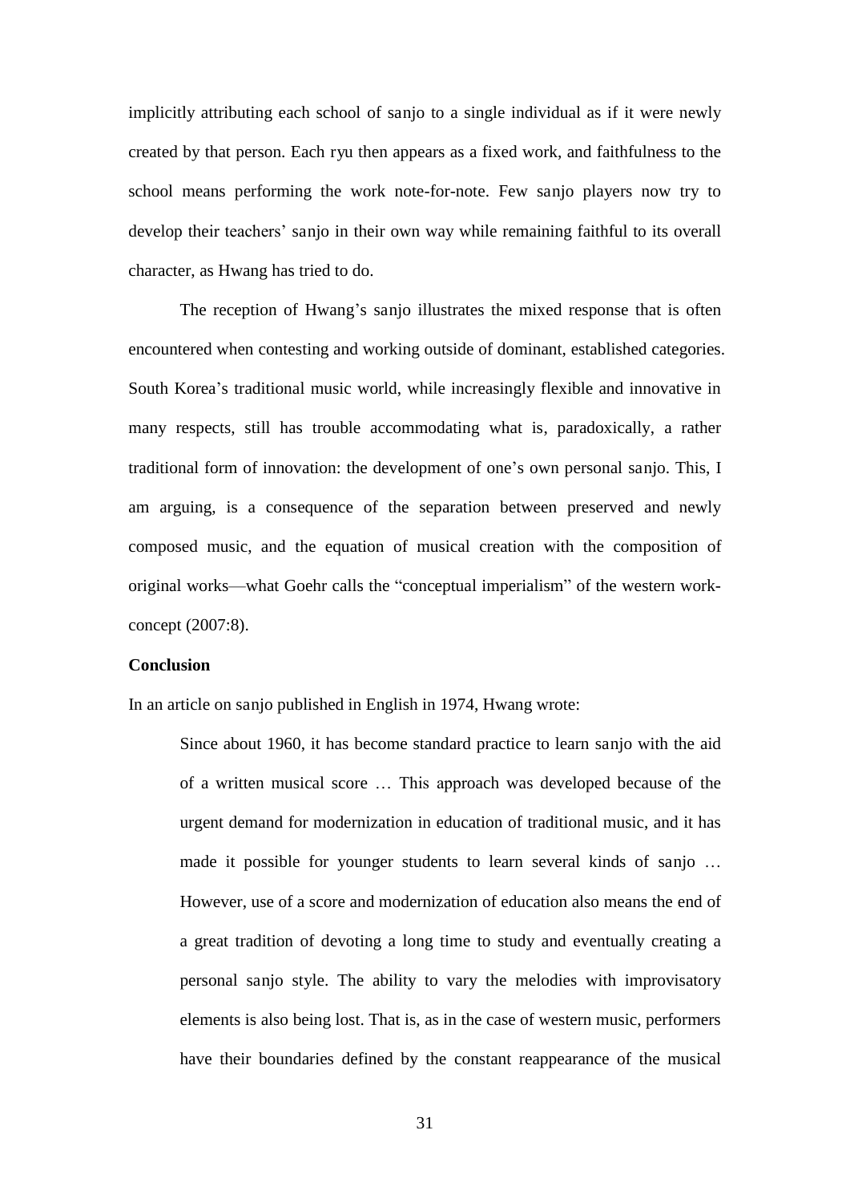implicitly attributing each school of sanjo to a single individual as if it were newly created by that person. Each ryu then appears as a fixed work, and faithfulness to the school means performing the work note-for-note. Few sanjo players now try to develop their teachers' sanjo in their own way while remaining faithful to its overall character, as Hwang has tried to do.

The reception of Hwang's sanjo illustrates the mixed response that is often encountered when contesting and working outside of dominant, established categories. South Korea's traditional music world, while increasingly flexible and innovative in many respects, still has trouble accommodating what is, paradoxically, a rather traditional form of innovation: the development of one's own personal sanjo. This, I am arguing, is a consequence of the separation between preserved and newly composed music, and the equation of musical creation with the composition of original works—what Goehr calls the "conceptual imperialism" of the western work-concept (2007:8).

**Conclusion**

In an article on sanjo published in English in 1974, Hwang wrote:

> Since about 1960, it has become standard practice to learn sanjo with the aid of a written musical score … This approach was developed because of the urgent demand for modernization in education of traditional music, and it has made it possible for younger students to learn several kinds of sanjo … However, use of a score and modernization of education also means the end of a great tradition of devoting a long time to study and eventually creating a personal sanjo style. The ability to vary the melodies with improvisatory elements is also being lost. That is, as in the case of western music, performers have their boundaries defined by the constant reappearance of the musical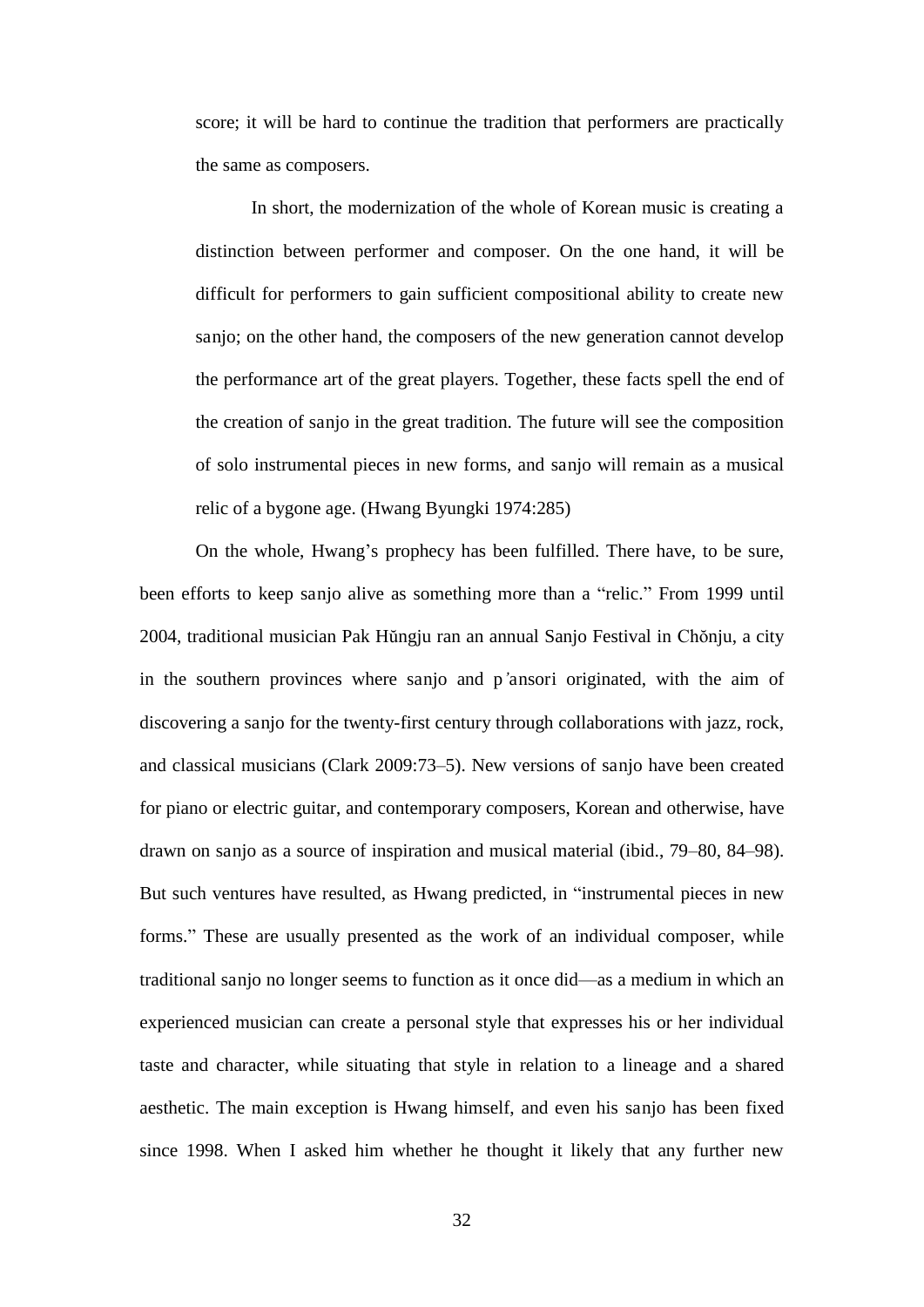> score; it will be hard to continue the tradition that performers are practically the same as composers.
>
> In short, the modernization of the whole of Korean music is creating a distinction between performer and composer. On the one hand, it will be difficult for performers to gain sufficient compositional ability to create new sanjo; on the other hand, the composers of the new generation cannot develop the performance art of the great players. Together, these facts spell the end of the creation of sanjo in the great tradition. The future will see the composition of solo instrumental pieces in new forms, and sanjo will remain as a musical relic of a bygone age. (Hwang Byungki 1974:285)

On the whole, Hwang's prophecy has been fulfilled. There have, to be sure, been efforts to keep sanjo alive as something more than a "relic." From 1999 until 2004, traditional musician Pak Hŭngju ran an annual Sanjo Festival in Chŏnju, a city in the southern provinces where sanjo and p'ansori originated, with the aim of discovering a sanjo for the twenty-first century through collaborations with jazz, rock, and classical musicians (Clark 2009:73–5). New versions of sanjo have been created for piano or electric guitar, and contemporary composers, Korean and otherwise, have drawn on sanjo as a source of inspiration and musical material (ibid., 79–80, 84–98). But such ventures have resulted, as Hwang predicted, in "instrumental pieces in new forms." These are usually presented as the work of an individual composer, while traditional sanjo no longer seems to function as it once did—as a medium in which an experienced musician can create a personal style that expresses his or her individual taste and character, while situating that style in relation to a lineage and a shared aesthetic. The main exception is Hwang himself, and even his sanjo has been fixed since 1998. When I asked him whether he thought it likely that any further new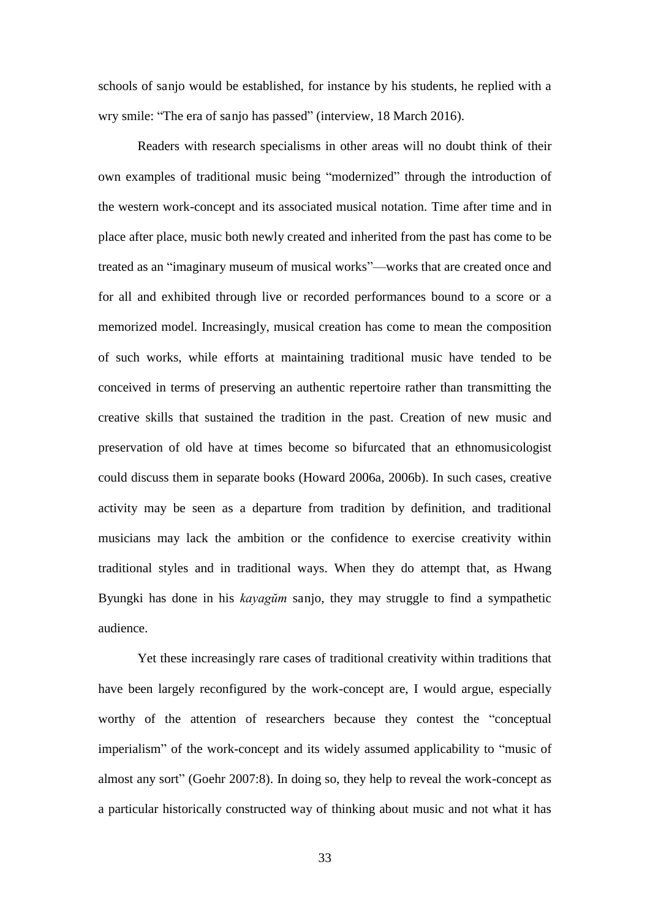schools of sanjo would be established, for instance by his students, he replied with a wry smile: "The era of sanjo has passed" (interview, 18 March 2016).

Readers with research specialisms in other areas will no doubt think of their own examples of traditional music being "modernized" through the introduction of the western work-concept and its associated musical notation. Time after time and in place after place, music both newly created and inherited from the past has come to be treated as an "imaginary museum of musical works"—works that are created once and for all and exhibited through live or recorded performances bound to a score or a memorized model. Increasingly, musical creation has come to mean the composition of such works, while efforts at maintaining traditional music have tended to be conceived in terms of preserving an authentic repertoire rather than transmitting the creative skills that sustained the tradition in the past. Creation of new music and preservation of old have at times become so bifurcated that an ethnomusicologist could discuss them in separate books (Howard 2006a, 2006b). In such cases, creative activity may be seen as a departure from tradition by definition, and traditional musicians may lack the ambition or the confidence to exercise creativity within traditional styles and in traditional ways. When they do attempt that, as Hwang Byungki has done in his *kayagŭm* sanjo, they may struggle to find a sympathetic audience.

Yet these increasingly rare cases of traditional creativity within traditions that have been largely reconfigured by the work-concept are, I would argue, especially worthy of the attention of researchers because they contest the "conceptual imperialism" of the work-concept and its widely assumed applicability to "music of almost any sort" (Goehr 2007:8). In doing so, they help to reveal the work-concept as a particular historically constructed way of thinking about music and not what it has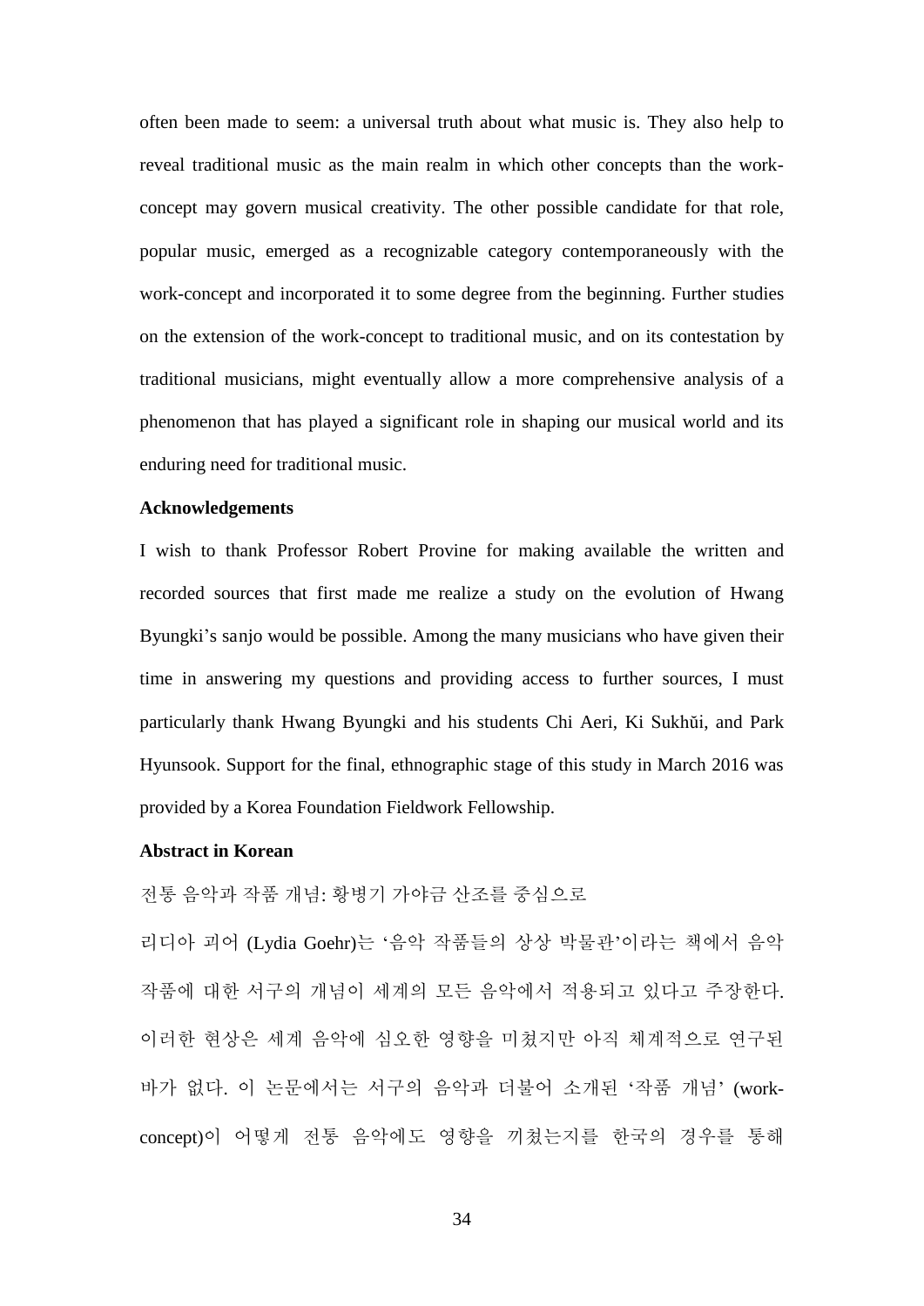often been made to seem: a universal truth about what music is. They also help to reveal traditional music as the main realm in which other concepts than the work-concept may govern musical creativity. The other possible candidate for that role, popular music, emerged as a recognizable category contemporaneously with the work-concept and incorporated it to some degree from the beginning. Further studies on the extension of the work-concept to traditional music, and on its contestation by traditional musicians, might eventually allow a more comprehensive analysis of a phenomenon that has played a significant role in shaping our musical world and its enduring need for traditional music.

## Acknowledgements

I wish to thank Professor Robert Provine for making available the written and recorded sources that first made me realize a study on the evolution of Hwang Byungki's sanjo would be possible. Among the many musicians who have given their time in answering my questions and providing access to further sources, I must particularly thank Hwang Byungki and his students Chi Aeri, Ki Sukhŭi, and Park Hyunsook. Support for the final, ethnographic stage of this study in March 2016 was provided by a Korea Foundation Fieldwork Fellowship.

## Abstract in Korean

전통 음악과 작품 개념: 황병기 가야금 산조를 중심으로

리디아 괴어 (Lydia Goehr)는 '음악 작품들의 상상 박물관'이라는 책에서 음악 작품에 대한 서구의 개념이 세계의 모든 음악에서 적용되고 있다고 주장한다. 이러한 현상은 세계 음악에 심오한 영향을 미쳤지만 아직 체계적으로 연구된 바가 없다. 이 논문에서는 서구의 음악과 더불어 소개된 '작품 개념' (work-concept)이 어떻게 전통 음악에도 영향을 끼쳤는지를 한국의 경우를 통해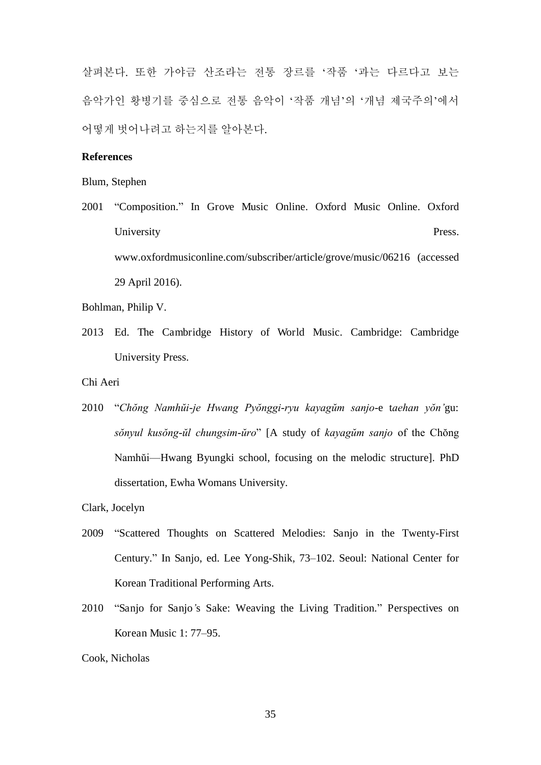살펴본다. 또한 가야금 산조라는 전통 장르를 '작품 '과는 다르다고 보는 음악가인 황병기를 중심으로 전통 음악이 '작품 개념'의 '개념 제국주의'에서 어떻게 벗어나려고 하는지를 알아본다.

**References**

Blum, Stephen

2001 "Composition." In Grove Music Online. Oxford Music Online. Oxford University Press. www.oxfordmusiconline.com/subscriber/article/grove/music/06216 (accessed 29 April 2016).

Bohlman, Philip V.

2013 Ed. The Cambridge History of World Music. Cambridge: Cambridge University Press.

Chi Aeri

2010 "*Chŏng Namhŭi-je Hwang Pyŏnggi-ryu kayagŭm sanjo*-e t*aehan yŏn'*gu: *sŏnyul kusŏng-ŭl chungsim-ŭro*" [A study of *kayagŭm sanjo* of the Chŏng Namhŭi—Hwang Byungki school, focusing on the melodic structure]. PhD dissertation, Ewha Womans University.

Clark, Jocelyn

2009 "Scattered Thoughts on Scattered Melodies: Sanjo in the Twenty-First Century." In Sanjo, ed. Lee Yong-Shik, 73–102. Seoul: National Center for Korean Traditional Performing Arts.

2010 "Sanjo for Sanjo's Sake: Weaving the Living Tradition." Perspectives on Korean Music 1: 77–95.

Cook, Nicholas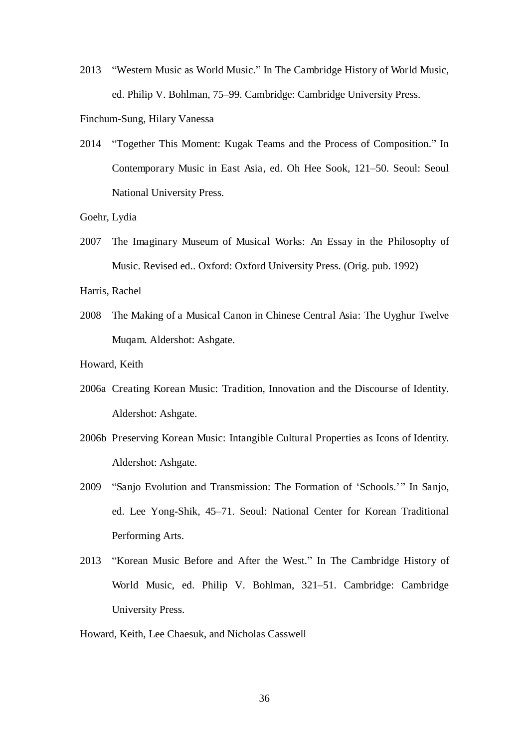2013 "Western Music as World Music." In The Cambridge History of World Music, ed. Philip V. Bohlman, 75–99. Cambridge: Cambridge University Press.

Finchum-Sung, Hilary Vanessa

2014 "Together This Moment: Kugak Teams and the Process of Composition." In Contemporary Music in East Asia, ed. Oh Hee Sook, 121–50. Seoul: Seoul National University Press.

Goehr, Lydia

2007 The Imaginary Museum of Musical Works: An Essay in the Philosophy of Music. Revised ed.. Oxford: Oxford University Press. (Orig. pub. 1992)

Harris, Rachel

2008 The Making of a Musical Canon in Chinese Central Asia: The Uyghur Twelve Muqam. Aldershot: Ashgate.

Howard, Keith

2006a Creating Korean Music: Tradition, Innovation and the Discourse of Identity. Aldershot: Ashgate.

2006b Preserving Korean Music: Intangible Cultural Properties as Icons of Identity. Aldershot: Ashgate.

2009 "Sanjo Evolution and Transmission: The Formation of 'Schools.'" In Sanjo, ed. Lee Yong-Shik, 45–71. Seoul: National Center for Korean Traditional Performing Arts.

2013 "Korean Music Before and After the West." In The Cambridge History of World Music, ed. Philip V. Bohlman, 321–51. Cambridge: Cambridge University Press.

Howard, Keith, Lee Chaesuk, and Nicholas Casswell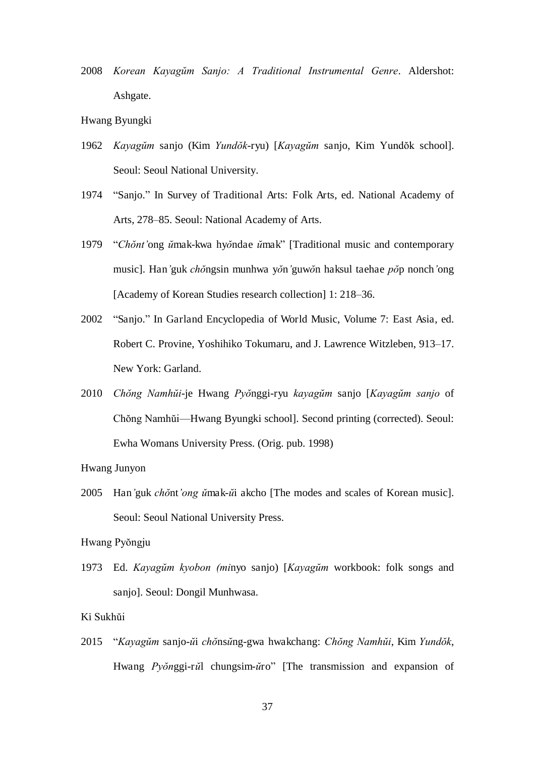2008 *Korean Kayagŭm Sanjo: A Traditional Instrumental Genre*. Aldershot: Ashgate.

Hwang Byungki

1962 *Kayagŭm* sanjo (Kim *Yundŏk*-ryu) [*Kayagŭm* sanjo, Kim Yundŏk school]. Seoul: Seoul National University.

1974 "Sanjo." In Survey of Traditional Arts: Folk Arts, ed. National Academy of Arts, 278–85. Seoul: National Academy of Arts.

1979 "*Chŏnt'*ong *ŭ*mak-kwa hy*ŏ*ndae *ŭ*mak" [Traditional music and contemporary music]. Han'guk *chŏ*ngsin munhwa y*ŏ*n'guw*ŏ*n haksul taehae *pŏ*p nonch'ong [Academy of Korean Studies research collection] 1: 218–36.

2002 "Sanjo." In Garland Encyclopedia of World Music, Volume 7: East Asia, ed. Robert C. Provine, Yoshihiko Tokumaru, and J. Lawrence Witzleben, 913–17. New York: Garland.

2010 *Chŏng Namhŭi*-je Hwang *Pyŏ*nggi-ryu *kayagŭm* sanjo [*Kayagŭm sanjo* of Chŏng Namhŭi—Hwang Byungki school]. Second printing (corrected). Seoul: Ewha Womans University Press. (Orig. pub. 1998)

Hwang Junyon

2005 Han'guk *chŏ*nt*'ong ŭ*mak-*ŭ*i akcho [The modes and scales of Korean music]. Seoul: Seoul National University Press.

Hwang Pyŏngju

1973 Ed. *Kayagŭm kyobon (mi*nyo sanjo) [*Kayagŭm* workbook: folk songs and sanjo]. Seoul: Dongil Munhwasa.

Ki Sukhŭi

2015 "*Kayagŭm* sanjo-*ŭ*i *chŏ*ns*ŭ*ng-gwa hwakchang: *Chŏng Namhŭi*, Kim *Yundŏk*, Hwang *Pyŏn*ggi-r*ŭ*l chungsim-*ŭ*ro" [The transmission and expansion of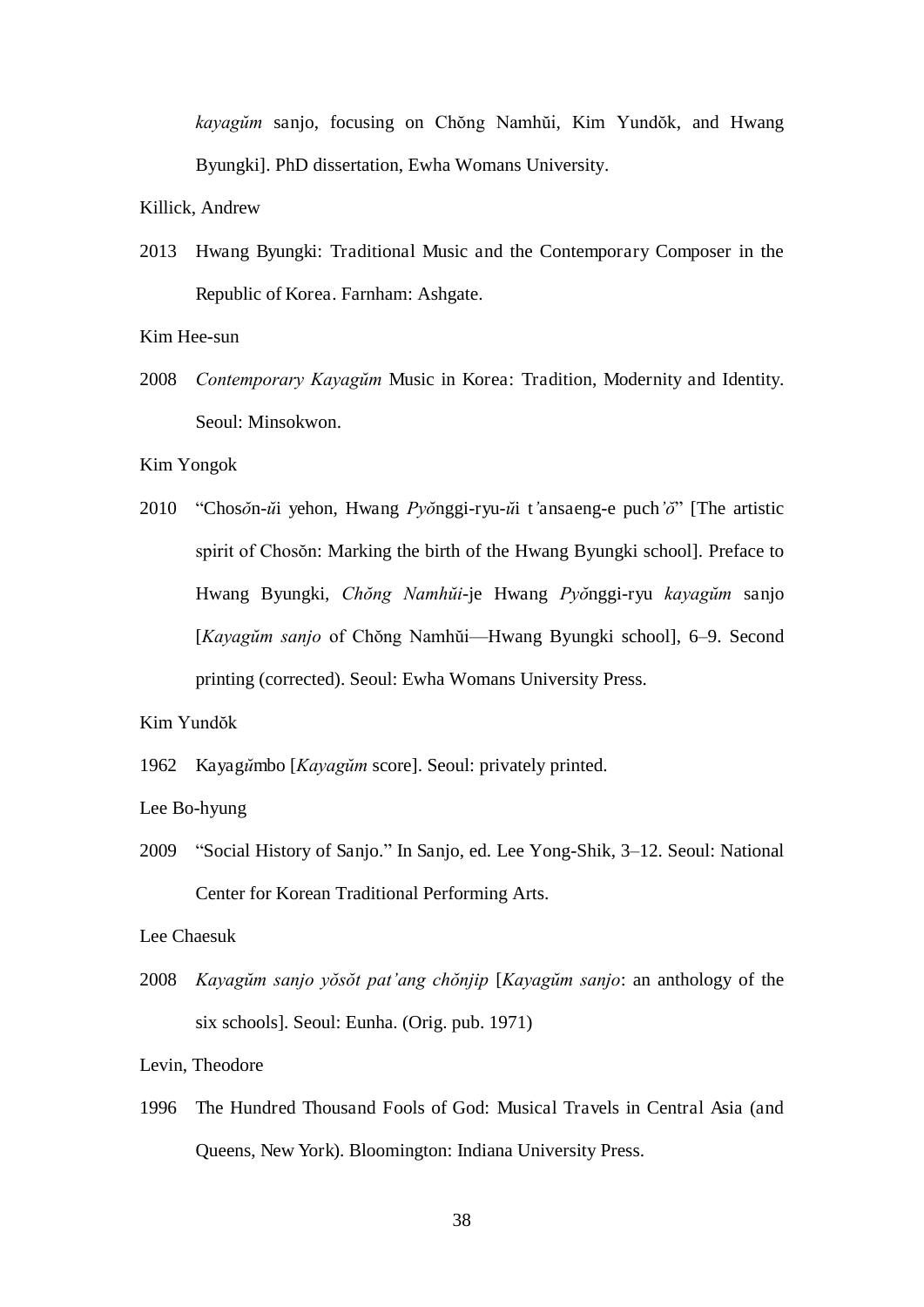*kayagŭm* sanjo, focusing on Chŏng Namhŭi, Kim Yundŏk, and Hwang Byungki]. PhD dissertation, Ewha Womans University.

Killick, Andrew

2013 Hwang Byungki: Traditional Music and the Contemporary Composer in the Republic of Korea. Farnham: Ashgate.

Kim Hee-sun

2008 *Contemporary Kayagŭm* Music in Korea: Tradition, Modernity and Identity. Seoul: Minsokwon.

Kim Yongok

2010 "Chos*ŏ*n-*ŭ*i yehon, Hwang *Pyŏ*nggi-ryu-*ŭ*i t'ansaeng-e puch*'ŏ*" [The artistic spirit of Chosŏn: Marking the birth of the Hwang Byungki school]. Preface to Hwang Byungki, *Chŏng Namhŭi*-je Hwang *Pyŏ*nggi-ryu *kayagŭm* sanjo [*Kayagŭm sanjo* of Chŏng Namhŭi—Hwang Byungki school], 6–9. Second printing (corrected). Seoul: Ewha Womans University Press.

Kim Yundŏk

1962 Kayag*ŭ*mbo [*Kayagŭm* score]. Seoul: privately printed.

Lee Bo-hyung

2009 "Social History of Sanjo." In Sanjo, ed. Lee Yong-Shik, 3–12. Seoul: National Center for Korean Traditional Performing Arts.

Lee Chaesuk

2008 *Kayagŭm sanjo yŏsŏt pat'ang chŏnjip* [*Kayagŭm sanjo*: an anthology of the six schools]. Seoul: Eunha. (Orig. pub. 1971)

Levin, Theodore

1996 The Hundred Thousand Fools of God: Musical Travels in Central Asia (and Queens, New York). Bloomington: Indiana University Press.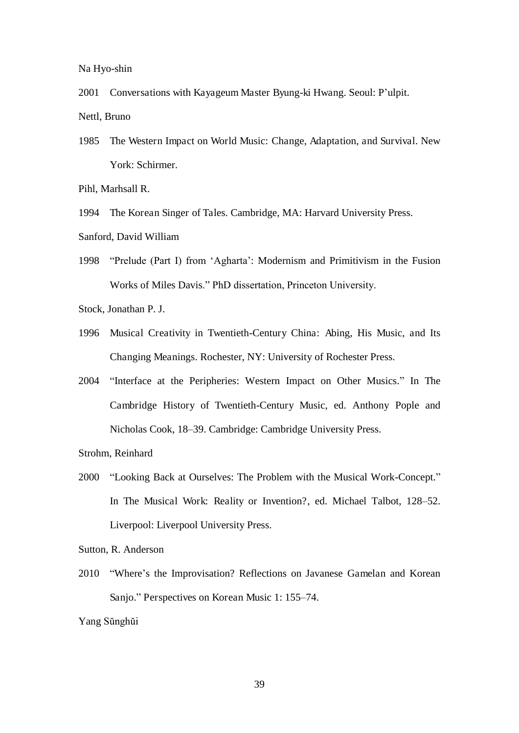Na Hyo-shin

2001 Conversations with Kayageum Master Byung-ki Hwang. Seoul: P'ulpit.

Nettl, Bruno

1985 The Western Impact on World Music: Change, Adaptation, and Survival. New York: Schirmer.

Pihl, Marhsall R.

1994 The Korean Singer of Tales. Cambridge, MA: Harvard University Press.

Sanford, David William

1998 "Prelude (Part I) from 'Agharta': Modernism and Primitivism in the Fusion Works of Miles Davis." PhD dissertation, Princeton University.

Stock, Jonathan P. J.

1996 Musical Creativity in Twentieth-Century China: Abing, His Music, and Its Changing Meanings. Rochester, NY: University of Rochester Press.

2004 "Interface at the Peripheries: Western Impact on Other Musics." In The Cambridge History of Twentieth-Century Music, ed. Anthony Pople and Nicholas Cook, 18–39. Cambridge: Cambridge University Press.

Strohm, Reinhard

2000 "Looking Back at Ourselves: The Problem with the Musical Work-Concept." In The Musical Work: Reality or Invention?, ed. Michael Talbot, 128–52. Liverpool: Liverpool University Press.

Sutton, R. Anderson

2010 "Where's the Improvisation? Reflections on Javanese Gamelan and Korean Sanjo." Perspectives on Korean Music 1: 155–74.

Yang Sŭnghŭi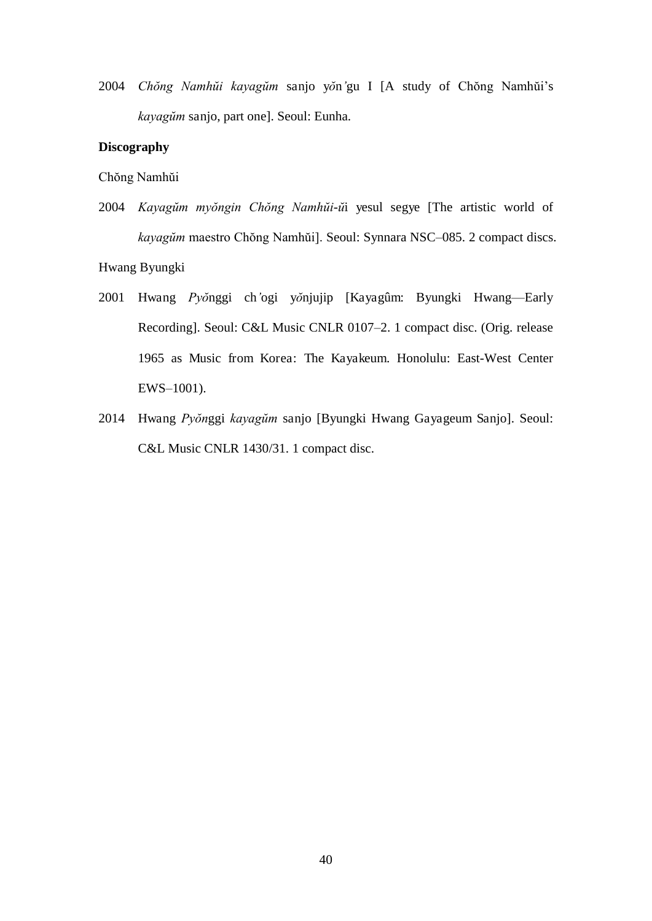2004 *Chŏng Namhŭi kayagŭm* sanjo yŏn'gu I [A study of Chŏng Namhŭi's *kayagŭm* sanjo, part one]. Seoul: Eunha.

**Discography**

Chŏng Namhŭi

2004 *Kayagŭm myŏngin Chŏng Namhŭi-ŭ*i yesul segye [The artistic world of *kayagŭm* maestro Chŏng Namhŭi]. Seoul: Synnara NSC–085. 2 compact discs.

Hwang Byungki

2001 Hwang *Pyŏ*nggi ch'ogi y*ŏ*njujip [Kayagûm: Byungki Hwang—Early Recording]. Seoul: C&L Music CNLR 0107–2. 1 compact disc. (Orig. release 1965 as Music from Korea: The Kayakeum. Honolulu: East-West Center EWS–1001).

2014 Hwang *Pyŏ*nggi *kayagŭm* sanjo [Byungki Hwang Gayageum Sanjo]. Seoul: C&L Music CNLR 1430/31. 1 compact disc.